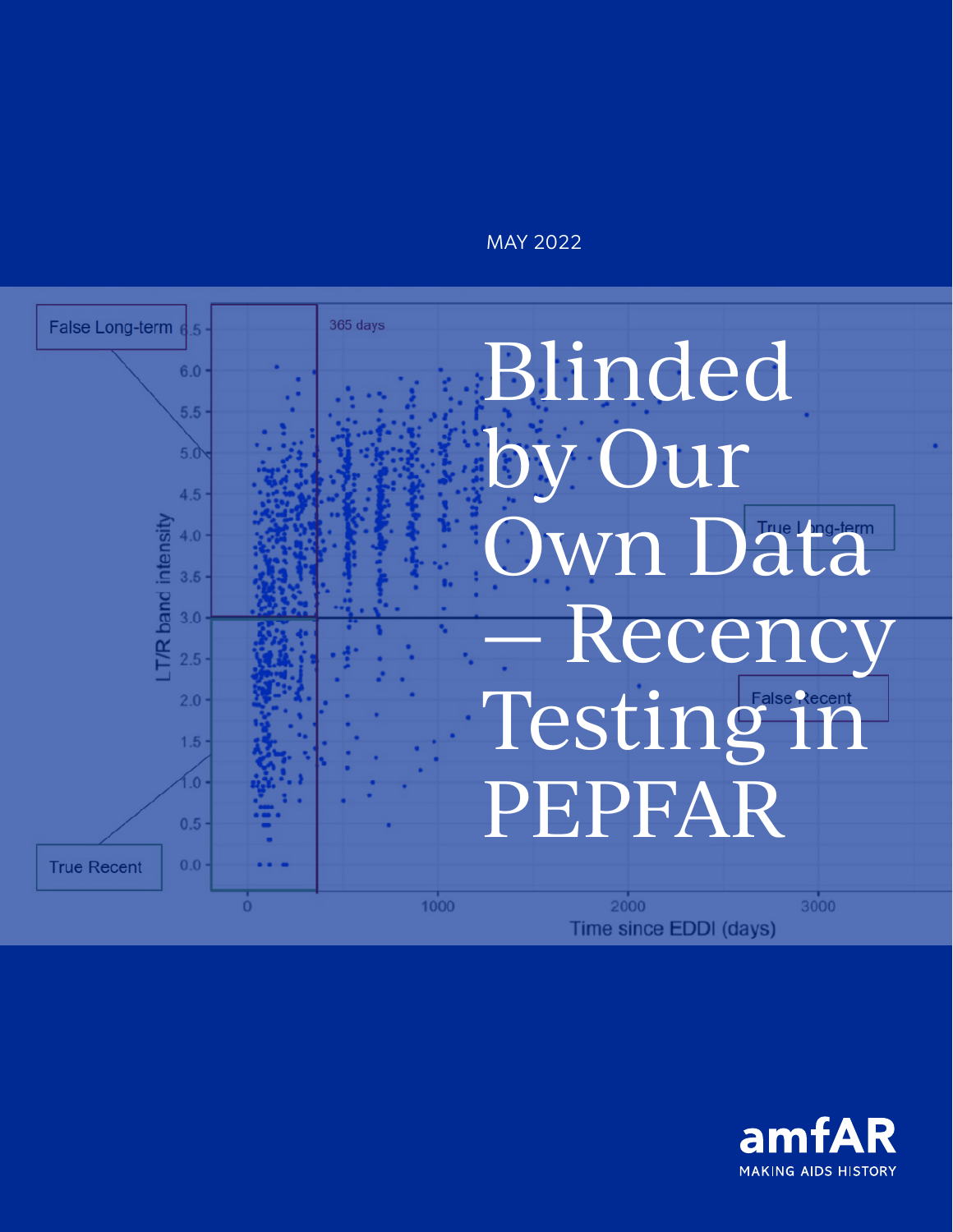MAY 2022

# Blinded by Our Own Data — Recency Testing in PEPFAR

amfAR

MAKING AIDS HISTORY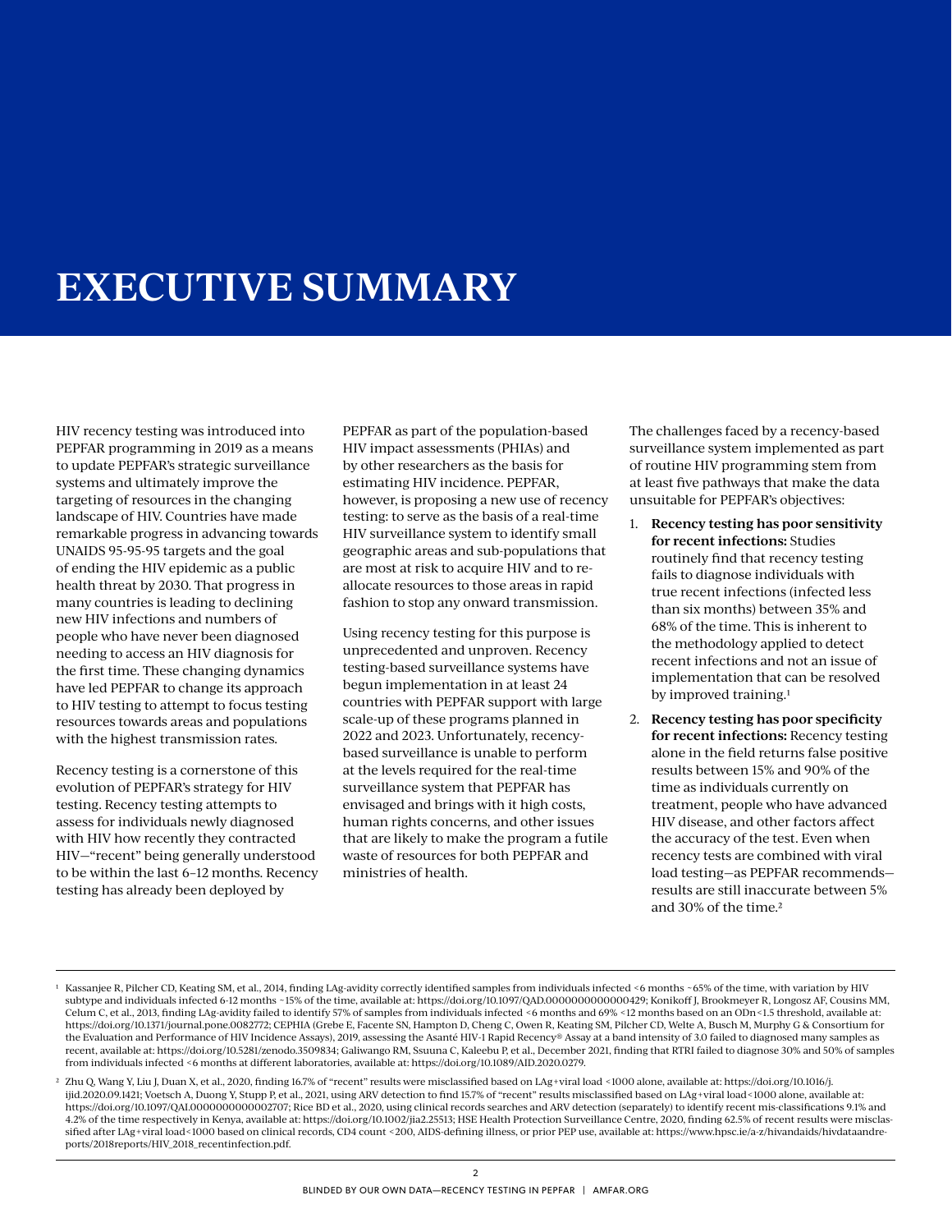# EXECUTIVE SUMMARY

HIV recency testing was introduced into PEPFAR programming in 2019 as a means to update PEPFAR's strategic surveillance systems and ultimately improve the targeting of resources in the changing landscape of HIV. Countries have made remarkable progress in advancing towards UNAIDS 95-95-95 targets and the goal of ending the HIV epidemic as a public health threat by 2030. That progress in many countries is leading to declining new HIV infections and numbers of people who have never been diagnosed needing to access an HIV diagnosis for the first time. These changing dynamics have led PEPFAR to change its approach to HIV testing to attempt to focus testing resources towards areas and populations with the highest transmission rates.

Recency testing is a cornerstone of this evolution of PEPFAR's strategy for HIV testing. Recency testing attempts to assess for individuals newly diagnosed with HIV how recently they contracted HIV—"recent" being generally understood to be within the last 6–12 months. Recency testing has already been deployed by PEPFAR as part of the population-based HIV impact assessments (PHIAs) and by other researchers as the basis for estimating HIV incidence. PEPFAR, however, is proposing a new use of recency testing: to serve as the basis of a real-time HIV surveillance system to identify small geographic areas and sub-populations that are most at risk to acquire HIV and to re-allocate resources to those areas in rapid fashion to stop any onward transmission.

Using recency testing for this purpose is unprecedented and unproven. Recency testing-based surveillance systems have begun implementation in at least 24 countries with PEPFAR support with large scale-up of these programs planned in 2022 and 2023. Unfortunately, recency-based surveillance is unable to perform at the levels required for the real-time surveillance system that PEPFAR has envisaged and brings with it high costs, human rights concerns, and other issues that are likely to make the program a futile waste of resources for both PEPFAR and ministries of health.

The challenges faced by a recency-based surveillance system implemented as part of routine HIV programming stem from at least five pathways that make the data unsuitable for PEPFAR's objectives:

1. **Recency testing has poor sensitivity for recent infections:** Studies routinely find that recency testing fails to diagnose individuals with true recent infections (infected less than six months) between 35% and 68% of the time. This is inherent to the methodology applied to detect recent infections and not an issue of implementation that can be resolved by improved training.[1]
2. **Recency testing has poor specificity for recent infections:** Recency testing alone in the field returns false positive results between 15% and 90% of the time as individuals currently on treatment, people who have advanced HIV disease, and other factors affect the accuracy of the test. Even when recency tests are combined with viral load testing—as PEPFAR recommends—results are still inaccurate between 5% and 30% of the time.[2]

---

[1] Kassanjee R, Pilcher CD, Keating SM, et al., 2014, finding LAg-avidity correctly identified samples from individuals infected <6 months ~65% of the time, with variation by HIV subtype and individuals infected 6-12 months ~15% of the time, available at: https://doi.org/10.1097/QAD.0000000000000429; Konikoff J, Brookmeyer R, Longosz AF, Cousins MM, Celum C, et al., 2013, finding LAg-avidity failed to identify 57% of samples from individuals infected <6 months and 69% <12 months based on an ODn<1.5 threshold, available at: https://doi.org/10.1371/journal.pone.0082772; CEPHIA (Grebe E, Facente SN, Hampton D, Cheng C, Owen R, Keating SM, Pilcher CD, Welte A, Busch M, Murphy G & Consortium for the Evaluation and Performance of HIV Incidence Assays), 2019, assessing the Asanté HIV-1 Rapid Recency® Assay at a band intensity of 3.0 failed to diagnosed many samples as recent, available at: https://doi.org/10.5281/zenodo.3509834; Galiwango RM, Ssuuna C, Kaleebu P, et al., December 2021, finding that RTRI failed to diagnose 30% and 50% of samples from individuals infected <6 months at different laboratories, available at: https://doi.org/10.1089/AID.2020.0279.

[2] Zhu Q, Wang Y, Liu J, Duan X, et al., 2020, finding 16.7% of "recent" results were misclassified based on LAg+viral load <1000 alone, available at: https://doi.org/10.1016/j.ijid.2020.09.1421; Voetsch A, Duong Y, Stupp P, et al., 2021, using ARV detection to find 15.7% of "recent" results misclassified based on LAg+viral load<1000 alone, available at: https://doi.org/10.1097/QAI.0000000000002707; Rice BD et al., 2020, using clinical records searches and ARV detection (separately) to identify recent mis-classifications 9.1% and 4.2% of the time respectively in Kenya, available at: https://doi.org/10.1002/jia2.25513; HSE Health Protection Surveillance Centre, 2020, finding 62.5% of recent results were misclassified after LAg+viral load<1000 based on clinical records, CD4 count <200, AIDS-defining illness, or prior PEP use, available at: https://www.hpsc.ie/a-z/hivandaids/hivdataandreports/2018reports/HIV_2018_recentinfection.pdf.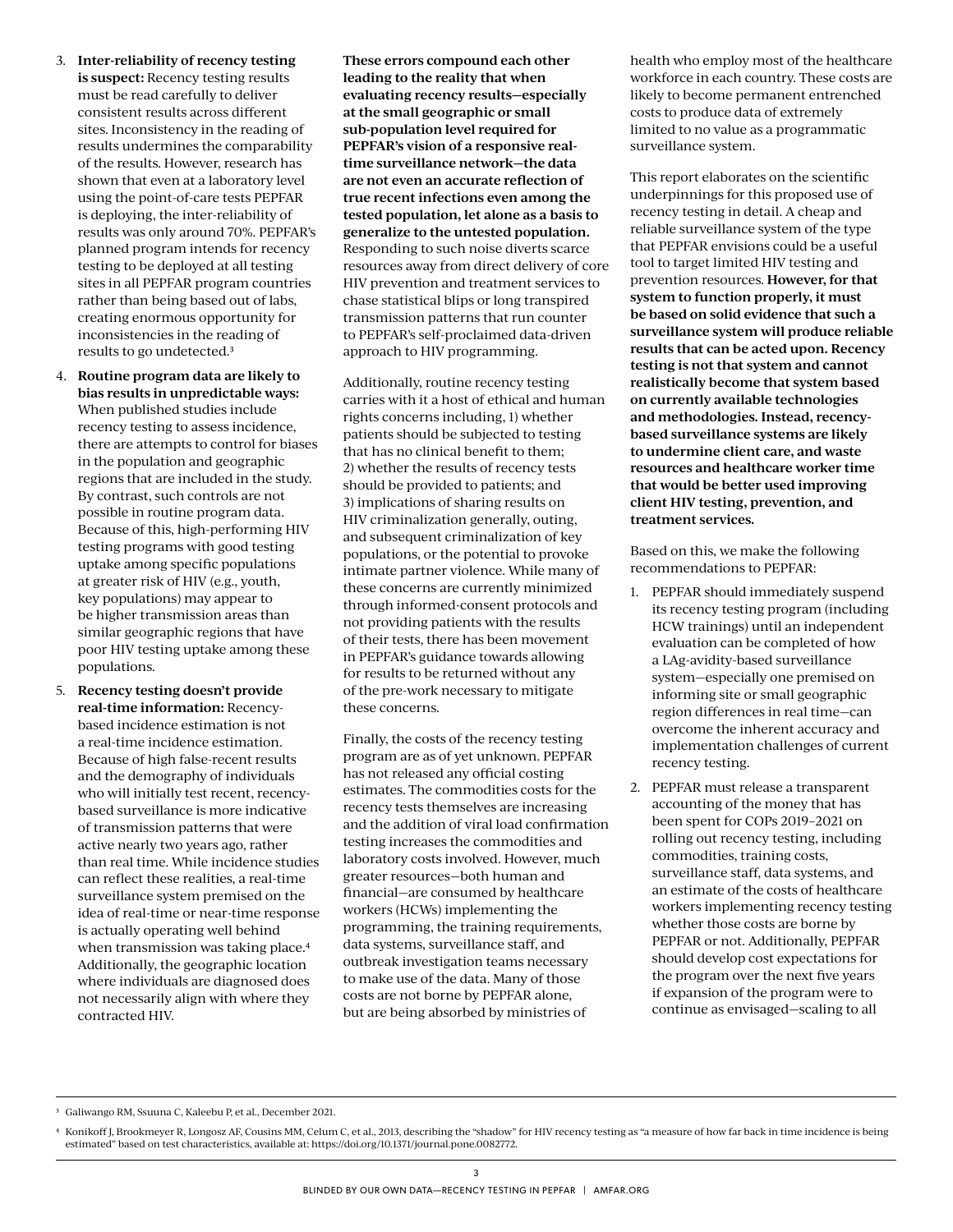3. **Inter-reliability of recency testing is suspect:** Recency testing results must be read carefully to deliver consistent results across different sites. Inconsistency in the reading of results undermines the comparability of the results. However, research has shown that even at a laboratory level using the point-of-care tests PEPFAR is deploying, the inter-reliability of results was only around 70%. PEPFAR's planned program intends for recency testing to be deployed at all testing sites in all PEPFAR program countries rather than being based out of labs, creating enormous opportunity for inconsistencies in the reading of results to go undetected.[3]

4. **Routine program data are likely to bias results in unpredictable ways:** When published studies include recency testing to assess incidence, there are attempts to control for biases in the population and geographic regions that are included in the study. By contrast, such controls are not possible in routine program data. Because of this, high-performing HIV testing programs with good testing uptake among specific populations at greater risk of HIV (e.g., youth, key populations) may appear to be higher transmission areas than similar geographic regions that have poor HIV testing uptake among these populations.

5. **Recency testing doesn't provide real-time information:** Recency-based incidence estimation is not a real-time incidence estimation. Because of high false-recent results and the demography of individuals who will initially test recent, recency-based surveillance is more indicative of transmission patterns that were active nearly two years ago, rather than real time. While incidence studies can reflect these realities, a real-time surveillance system premised on the idea of real-time or near-time response is actually operating well behind when transmission was taking place.[4] Additionally, the geographic location where individuals are diagnosed does not necessarily align with where they contracted HIV.

**These errors compound each other leading to the reality that when evaluating recency results—especially at the small geographic or small sub-population level required for PEPFAR's vision of a responsive real-time surveillance network—the data are not even an accurate reflection of true recent infections even among the tested population, let alone as a basis to generalize to the untested population.** Responding to such noise diverts scarce resources away from direct delivery of core HIV prevention and treatment services to chase statistical blips or long transpired transmission patterns that run counter to PEPFAR's self-proclaimed data-driven approach to HIV programming.

Additionally, routine recency testing carries with it a host of ethical and human rights concerns including, 1) whether patients should be subjected to testing that has no clinical benefit to them; 2) whether the results of recency tests should be provided to patients; and 3) implications of sharing results on HIV criminalization generally, outing, and subsequent criminalization of key populations, or the potential to provoke intimate partner violence. While many of these concerns are currently minimized through informed-consent protocols and not providing patients with the results of their tests, there has been movement in PEPFAR's guidance towards allowing for results to be returned without any of the pre-work necessary to mitigate these concerns.

Finally, the costs of the recency testing program are as of yet unknown. PEPFAR has not released any official costing estimates. The commodities costs for the recency tests themselves are increasing and the addition of viral load confirmation testing increases the commodities and laboratory costs involved. However, much greater resources—both human and financial—are consumed by healthcare workers (HCWs) implementing the programming, the training requirements, data systems, surveillance staff, and outbreak investigation teams necessary to make use of the data. Many of those costs are not borne by PEPFAR alone, but are being absorbed by ministries of health who employ most of the healthcare workforce in each country. These costs are likely to become permanent entrenched costs to produce data of extremely limited to no value as a programmatic surveillance system.

This report elaborates on the scientific underpinnings for this proposed use of recency testing in detail. A cheap and reliable surveillance system of the type that PEPFAR envisions could be a useful tool to target limited HIV testing and prevention resources. **However, for that system to function properly, it must be based on solid evidence that such a surveillance system will produce reliable results that can be acted upon. Recency testing is not that system and cannot realistically become that system based on currently available technologies and methodologies. Instead, recency-based surveillance systems are likely to undermine client care, and waste resources and healthcare worker time that would be better used improving client HIV testing, prevention, and treatment services.**

Based on this, we make the following recommendations to PEPFAR:

1. PEPFAR should immediately suspend its recency testing program (including HCW trainings) until an independent evaluation can be completed of how a LAg-avidity-based surveillance system—especially one premised on informing site or small geographic region differences in real time—can overcome the inherent accuracy and implementation challenges of current recency testing.

2. PEPFAR must release a transparent accounting of the money that has been spent for COPs 2019–2021 on rolling out recency testing, including commodities, training costs, surveillance staff, data systems, and an estimate of the costs of healthcare workers implementing recency testing whether those costs are borne by PEPFAR or not. Additionally, PEPFAR should develop cost expectations for the program over the next five years if expansion of the program were to continue as envisaged—scaling to all

---

[3] Galiwango RM, Ssuuna C, Kaleebu P, et al., December 2021.

[4] Konikoff J, Brookmeyer R, Longosz AF, Cousins MM, Celum C, et al., 2013, describing the "shadow" for HIV recency testing as "a measure of how far back in time incidence is being estimated" based on test characteristics, available at: https://doi.org/10.1371/journal.pone.0082772.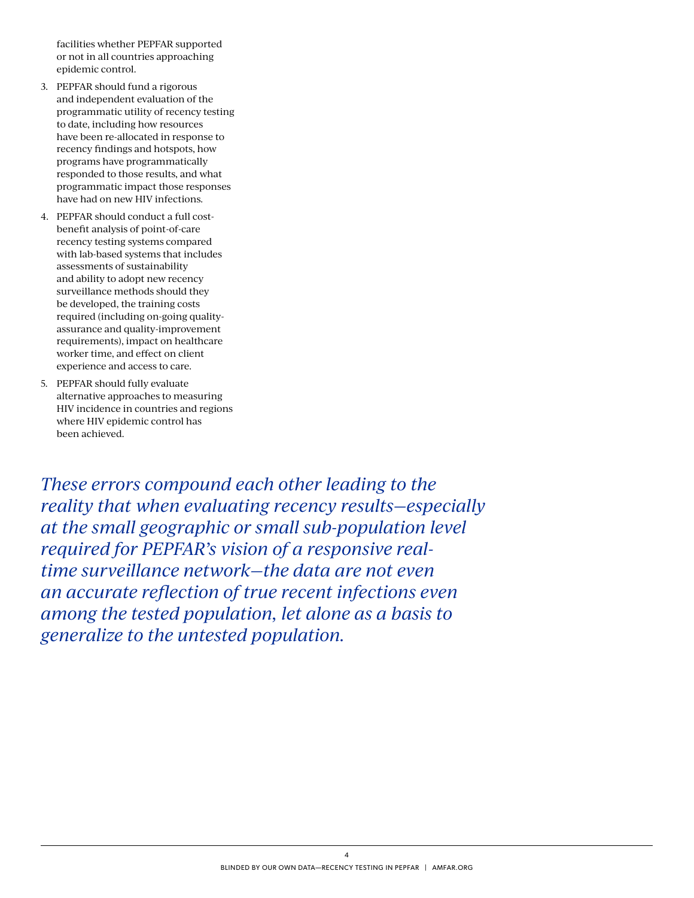facilities whether PEPFAR supported or not in all countries approaching epidemic control.

3. PEPFAR should fund a rigorous and independent evaluation of the programmatic utility of recency testing to date, including how resources have been re-allocated in response to recency findings and hotspots, how programs have programmatically responded to those results, and what programmatic impact those responses have had on new HIV infections.
4. PEPFAR should conduct a full cost-benefit analysis of point-of-care recency testing systems compared with lab-based systems that includes assessments of sustainability and ability to adopt new recency surveillance methods should they be developed, the training costs required (including on-going quality-assurance and quality-improvement requirements), impact on healthcare worker time, and effect on client experience and access to care.
5. PEPFAR should fully evaluate alternative approaches to measuring HIV incidence in countries and regions where HIV epidemic control has been achieved.

*These errors compound each other leading to the reality that when evaluating recency results—especially at the small geographic or small sub-population level required for PEPFAR's vision of a responsive real-time surveillance network—the data are not even an accurate reflection of true recent infections even among the tested population, let alone as a basis to generalize to the untested population.*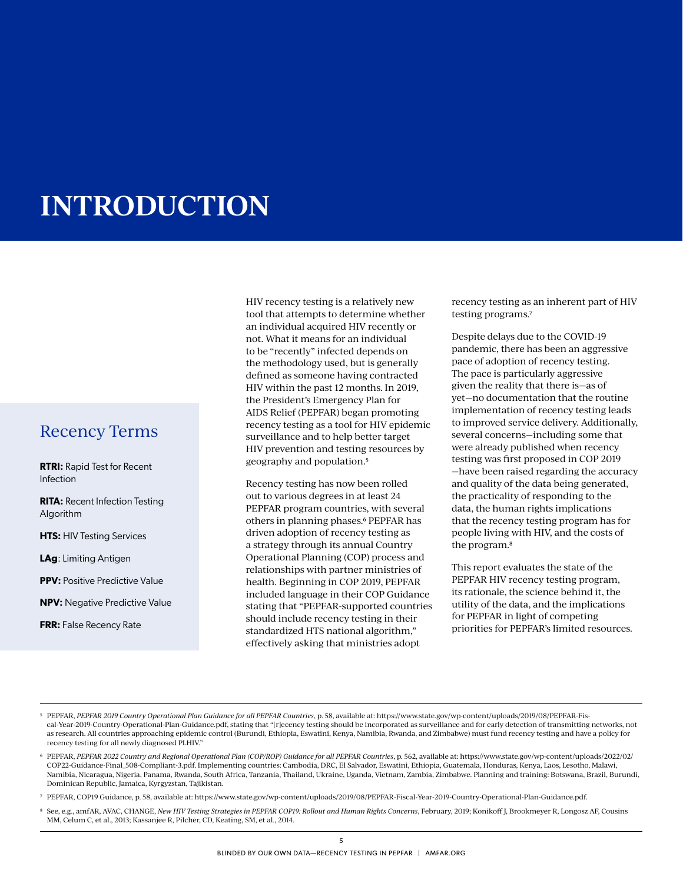// Introduction (page 5)
# INTRODUCTION

## Recency Terms

**RTRI:** Rapid Test for Recent Infection

**RITA:** Recent Infection Testing Algorithm

**HTS:** HIV Testing Services

**LAg**: Limiting Antigen

**PPV:** Positive Predictive Value

**NPV:** Negative Predictive Value

**FRR:** False Recency Rate

HIV recency testing is a relatively new tool that attempts to determine whether an individual acquired HIV recently or not. What it means for an individual to be "recently" infected depends on the methodology used, but is generally defined as someone having contracted HIV within the past 12 months. In 2019, the President's Emergency Plan for AIDS Relief (PEPFAR) began promoting recency testing as a tool for HIV epidemic surveillance and to help better target HIV prevention and testing resources by geography and population.[5]

Recency testing has now been rolled out to various degrees in at least 24 PEPFAR program countries, with several others in planning phases.[6] PEPFAR has driven adoption of recency testing as a strategy through its annual Country Operational Planning (COP) process and relationships with partner ministries of health. Beginning in COP 2019, PEPFAR included language in their COP Guidance stating that "PEPFAR-supported countries should include recency testing in their standardized HTS national algorithm," effectively asking that ministries adopt recency testing as an inherent part of HIV testing programs.[7]

Despite delays due to the COVID-19 pandemic, there has been an aggressive pace of adoption of recency testing. The pace is particularly aggressive given the reality that there is—as of yet—no documentation that the routine implementation of recency testing leads to improved service delivery. Additionally, several concerns—including some that were already published when recency testing was first proposed in COP 2019—have been raised regarding the accuracy and quality of the data being generated, the practicality of responding to the data, the human rights implications that the recency testing program has for people living with HIV, and the costs of the program.[8]

This report evaluates the state of the PEPFAR HIV recency testing program, its rationale, the science behind it, the utility of the data, and the implications for PEPFAR in light of competing priorities for PEPFAR's limited resources.

---

[5] PEPFAR, *PEPFAR 2019 Country Operational Plan Guidance for all PEPFAR Countries*, p. 58, available at: https://www.state.gov/wp-content/uploads/2019/08/PEPFAR-Fiscal-Year-2019-Country-Operational-Plan-Guidance.pdf, stating that "[r]ecency testing should be incorporated as surveillance and for early detection of transmitting networks, not as research. All countries approaching epidemic control (Burundi, Ethiopia, Eswatini, Kenya, Namibia, Rwanda, and Zimbabwe) must fund recency testing and have a policy for recency testing for all newly diagnosed PLHIV."

[6] PEPFAR, *PEPFAR 2022 Country and Regional Operational Plan (COP/ROP) Guidance for all PEPFAR Countries*, p. 562, available at: https://www.state.gov/wp-content/uploads/2022/02/COP22-Guidance-Final_508-Compliant-3.pdf. Implementing countries: Cambodia, DRC, El Salvador, Eswatini, Ethiopia, Guatemala, Honduras, Kenya, Laos, Lesotho, Malawi, Namibia, Nicaragua, Nigeria, Panama, Rwanda, South Africa, Tanzania, Thailand, Ukraine, Uganda, Vietnam, Zambia, Zimbabwe. Planning and training: Botswana, Brazil, Burundi, Dominican Republic, Jamaica, Kyrgyzstan, Tajikistan.

[7] PEPFAR, COP19 Guidance, p. 58, available at: https://www.state.gov/wp-content/uploads/2019/08/PEPFAR-Fiscal-Year-2019-Country-Operational-Plan-Guidance.pdf.

[8] See, e.g., amfAR, AVAC, CHANGE, *New HIV Testing Strategies in PEPFAR COP19: Rollout and Human Rights Concerns*, February, 2019; Konikoff J, Brookmeyer R, Longosz AF, Cousins MM, Celum C, et al., 2013; Kassanjee R, Pilcher, CD, Keating, SM, et al., 2014.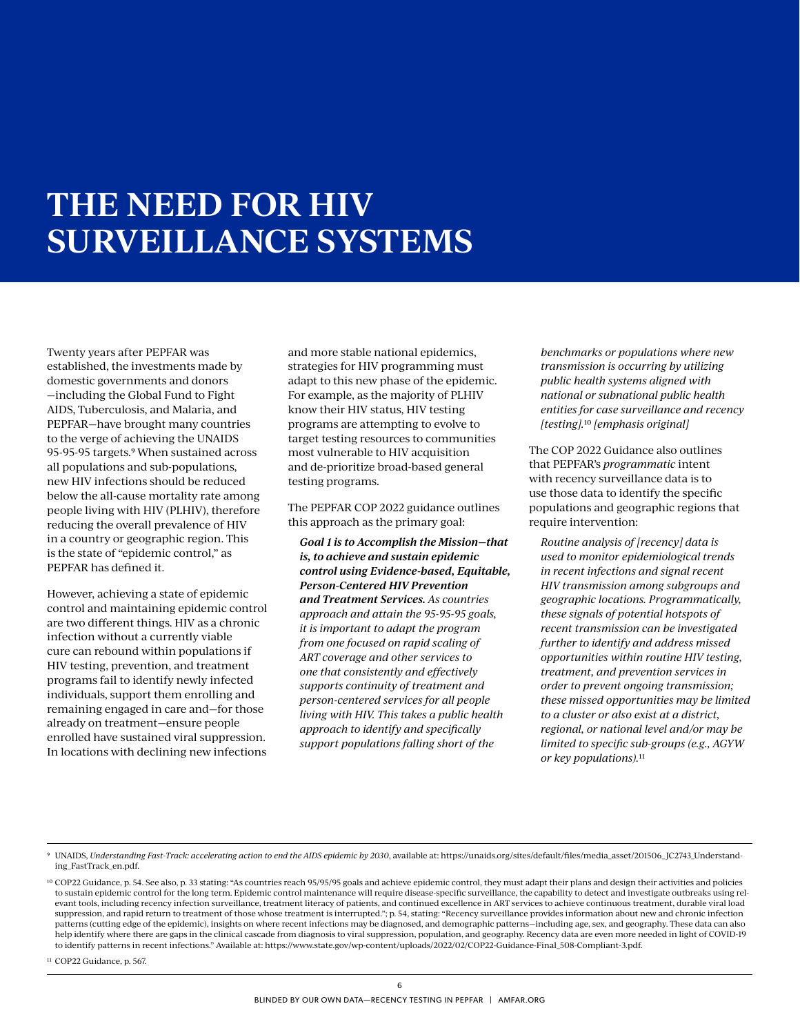# THE NEED FOR HIV SURVEILLANCE SYSTEMS

Twenty years after PEPFAR was established, the investments made by domestic governments and donors —including the Global Fund to Fight AIDS, Tuberculosis, and Malaria, and PEPFAR—have brought many countries to the verge of achieving the UNAIDS 95-95-95 targets.[9] When sustained across all populations and sub-populations, new HIV infections should be reduced below the all-cause mortality rate among people living with HIV (PLHIV), therefore reducing the overall prevalence of HIV in a country or geographic region. This is the state of "epidemic control," as PEPFAR has defined it.

However, achieving a state of epidemic control and maintaining epidemic control are two different things. HIV as a chronic infection without a currently viable cure can rebound within populations if HIV testing, prevention, and treatment programs fail to identify newly infected individuals, support them enrolling and remaining engaged in care and—for those already on treatment—ensure people enrolled have sustained viral suppression. In locations with declining new infections and more stable national epidemics, strategies for HIV programming must adapt to this new phase of the epidemic. For example, as the majority of PLHIV know their HIV status, HIV testing programs are attempting to evolve to target testing resources to communities most vulnerable to HIV acquisition and de-prioritize broad-based general testing programs.

The PEPFAR COP 2022 guidance outlines this approach as the primary goal:

> ***Goal 1 is to Accomplish the Mission—that is, to achieve and sustain epidemic control using Evidence-based, Equitable, Person-Centered HIV Prevention and Treatment Services.*** *As countries approach and attain the 95-95-95 goals, it is important to adapt the program from one focused on rapid scaling of ART coverage and other services to one that consistently and effectively supports continuity of treatment and person-centered services for all people living with HIV. This takes a public health approach to identify and specifically support populations falling short of the benchmarks or populations where new transmission is occurring by utilizing public health systems aligned with national or subnational public health entities for case surveillance and recency [testing].*[10] *[emphasis original]*

The COP 2022 Guidance also outlines that PEPFAR's *programmatic* intent with recency surveillance data is to use those data to identify the specific populations and geographic regions that require intervention:

> *Routine analysis of [recency] data is used to monitor epidemiological trends in recent infections and signal recent HIV transmission among subgroups and geographic locations. Programmatically, these signals of potential hotspots of recent transmission can be investigated further to identify and address missed opportunities within routine HIV testing, treatment, and prevention services in order to prevent ongoing transmission; these missed opportunities may be limited to a cluster or also exist at a district, regional, or national level and/or may be limited to specific sub-groups (e.g., AGYW or key populations).*[11]

---

[9] UNAIDS, *Understanding Fast-Track: accelerating action to end the AIDS epidemic by 2030*, available at: https://unaids.org/sites/default/files/media_asset/201506_JC2743_Understanding_FastTrack_en.pdf.

[10] COP22 Guidance, p. 54. See also, p. 33 stating: "As countries reach 95/95/95 goals and achieve epidemic control, they must adapt their plans and design their activities and policies to sustain epidemic control for the long term. Epidemic control maintenance will require disease-specific surveillance, the capability to detect and investigate outbreaks using relevant tools, including recency infection surveillance, treatment literacy of patients, and continued excellence in ART services to achieve continuous treatment, durable viral load suppression, and rapid return to treatment of those whose treatment is interrupted."; p. 54, stating: "Recency surveillance provides information about new and chronic infection patterns (cutting edge of the epidemic), insights on where recent infections may be diagnosed, and demographic patterns—including age, sex, and geography. These data can also help identify where there are gaps in the clinical cascade from diagnosis to viral suppression, population, and geography. Recency data are even more needed in light of COVID-19 to identify patterns in recent infections." Available at: https://www.state.gov/wp-content/uploads/2022/02/COP22-Guidance-Final_508-Compliant-3.pdf.

[11] COP22 Guidance, p. 567.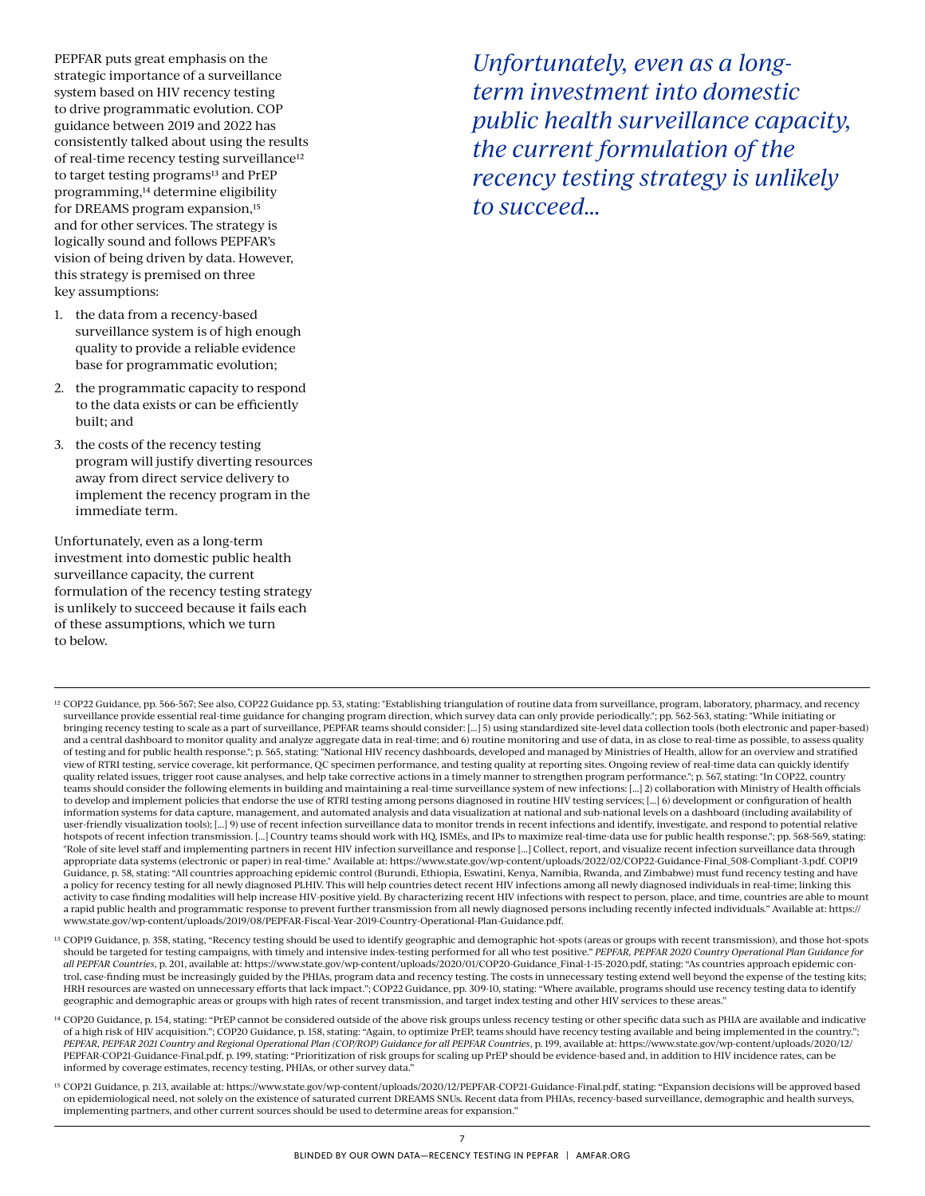PEPFAR puts great emphasis on the strategic importance of a surveillance system based on HIV recency testing to drive programmatic evolution. COP guidance between 2019 and 2022 has consistently talked about using the results of real-time recency testing surveillance[12] to target testing programs[13] and PrEP programming,[14] determine eligibility for DREAMS program expansion,[15] and for other services. The strategy is logically sound and follows PEPFAR's vision of being driven by data. However, this strategy is premised on three key assumptions:

1. the data from a recency-based surveillance system is of high enough quality to provide a reliable evidence base for programmatic evolution;
2. the programmatic capacity to respond to the data exists or can be efficiently built; and
3. the costs of the recency testing program will justify diverting resources away from direct service delivery to implement the recency program in the immediate term.

Unfortunately, even as a long-term investment into domestic public health surveillance capacity, the current formulation of the recency testing strategy is unlikely to succeed because it fails each of these assumptions, which we turn to below.

*Unfortunately, even as a long-term investment into domestic public health surveillance capacity, the current formulation of the recency testing strategy is unlikely to succeed...*

---

[12] COP22 Guidance, pp. 566-567; See also, COP22 Guidance pp. 53, stating: "Establishing triangulation of routine data from surveillance, program, laboratory, pharmacy, and recency surveillance provide essential real-time guidance for changing program direction, which survey data can only provide periodically."; pp. 562-563, stating: "While initiating or bringing recency testing to scale as a part of surveillance, PEPFAR teams should consider: [...] 5) using standardized site-level data collection tools (both electronic and paper-based) and a central dashboard to monitor quality and analyze aggregate data in real-time; and 6) routine monitoring and use of data, in as close to real-time as possible, to assess quality of testing and for public health response."; p. 565, stating: "National HIV recency dashboards, developed and managed by Ministries of Health, allow for an overview and stratified view of RTRI testing, service coverage, kit performance, QC specimen performance, and testing quality at reporting sites. Ongoing review of real-time data can quickly identify quality related issues, trigger root cause analyses, and help take corrective actions in a timely manner to strengthen program performance."; p. 567, stating: "In COP22, country teams should consider the following elements in building and maintaining a real-time surveillance system of new infections: [...] 2) collaboration with Ministry of Health officials to develop and implement policies that endorse the use of RTRI testing among persons diagnosed in routine HIV testing services; [...] 6) development or configuration of health information systems for data capture, management, and automated analysis and data visualization at national and sub-national levels on a dashboard (including availability of user-friendly visualization tools); [...] 9) use of recent infection surveillance data to monitor trends in recent infections and identify, investigate, and respond to potential relative hotspots of recent infection transmission. [...] Country teams should work with HQ, ISMEs, and IPs to maximize real-time-data use for public health response."; pp. 568-569, stating: "Role of site level staff and implementing partners in recent HIV infection surveillance and response [...] Collect, report, and visualize recent infection surveillance data through appropriate data systems (electronic or paper) in real-time." Available at: https://www.state.gov/wp-content/uploads/2022/02/COP22-Guidance-Final_508-Compliant-3.pdf. COP19 Guidance, p. 58, stating: "All countries approaching epidemic control (Burundi, Ethiopia, Eswatini, Kenya, Namibia, Rwanda, and Zimbabwe) must fund recency testing and have a policy for recency testing for all newly diagnosed PLHIV. This will help countries detect recent HIV infections among all newly diagnosed individuals in real-time; linking this activity to case finding modalities will help increase HIV-positive yield. By characterizing recent HIV infections with respect to person, place, and time, countries are able to mount a rapid public health and programmatic response to prevent further transmission from all newly diagnosed persons including recently infected individuals." Available at: https://www.state.gov/wp-content/uploads/2019/08/PEPFAR-Fiscal-Year-2019-Country-Operational-Plan-Guidance.pdf.

[13] COP19 Guidance, p. 358, stating, "Recency testing should be used to identify geographic and demographic hot-spots (areas or groups with recent transmission), and those hot-spots should be targeted for testing campaigns, with timely and intensive index-testing performed for all who test positive." *PEPFAR, PEPFAR 2020 Country Operational Plan Guidance for all PEPFAR Countries*, p. 201, available at: https://www.state.gov/wp-content/uploads/2020/01/COP20-Guidance_Final-1-15-2020.pdf, stating: "As countries approach epidemic control, case-finding must be increasingly guided by the PHIAs, program data and recency testing. The costs in unnecessary testing extend well beyond the expense of the testing kits; HRH resources are wasted on unnecessary efforts that lack impact."; COP22 Guidance, pp. 309-10, stating: "Where available, programs should use recency testing data to identify geographic and demographic areas or groups with high rates of recent transmission, and target index testing and other HIV services to these areas."

[14] COP20 Guidance, p. 154, stating: "PrEP cannot be considered outside of the above risk groups unless recency testing or other specific data such as PHIA are available and indicative of a high risk of HIV acquisition."; COP20 Guidance, p. 158, stating: "Again, to optimize PrEP, teams should have recency testing available and being implemented in the country."; *PEPFAR, PEPFAR 2021 Country and Regional Operational Plan (COP/ROP) Guidance for all PEPFAR Countries*, p. 199, available at: https://www.state.gov/wp-content/uploads/2020/12/PEPFAR-COP21-Guidance-Final.pdf, p. 199, stating: "Prioritization of risk groups for scaling up PrEP should be evidence-based and, in addition to HIV incidence rates, can be informed by coverage estimates, recency testing, PHIAs, or other survey data."

[15] COP21 Guidance, p. 213, available at: https://www.state.gov/wp-content/uploads/2020/12/PEPFAR-COP21-Guidance-Final.pdf, stating: "Expansion decisions will be approved based on epidemiological need, not solely on the existence of saturated current DREAMS SNUs. Recent data from PHIAs, recency-based surveillance, demographic and health surveys, implementing partners, and other current sources should be used to determine areas for expansion."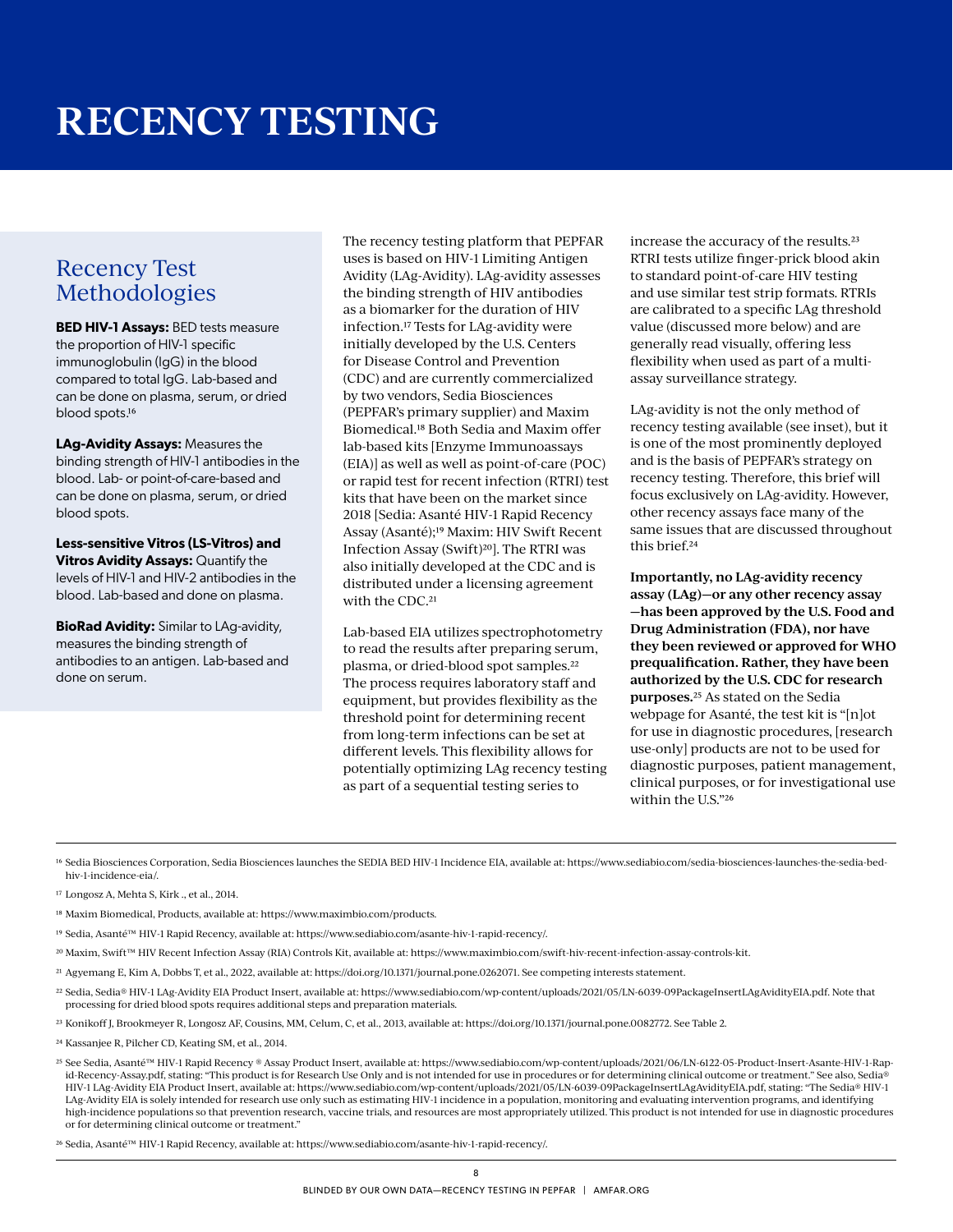# RECENCY TESTING

## Recency Test Methodologies

**BED HIV-1 Assays:** BED tests measure the proportion of HIV-1 specific immunoglobulin (IgG) in the blood compared to total IgG. Lab-based and can be done on plasma, serum, or dried blood spots.[16]

**LAg-Avidity Assays:** Measures the binding strength of HIV-1 antibodies in the blood. Lab- or point-of-care-based and can be done on plasma, serum, or dried blood spots.

**Less-sensitive Vitros (LS-Vitros) and Vitros Avidity Assays:** Quantify the levels of HIV-1 and HIV-2 antibodies in the blood. Lab-based and done on plasma.

**BioRad Avidity:** Similar to LAg-avidity, measures the binding strength of antibodies to an antigen. Lab-based and done on serum.

The recency testing platform that PEPFAR uses is based on HIV-1 Limiting Antigen Avidity (LAg-Avidity). LAg-avidity assesses the binding strength of HIV antibodies as a biomarker for the duration of HIV infection.[17] Tests for LAg-avidity were initially developed by the U.S. Centers for Disease Control and Prevention (CDC) and are currently commercialized by two vendors, Sedia Biosciences (PEPFAR's primary supplier) and Maxim Biomedical.[18] Both Sedia and Maxim offer lab-based kits [Enzyme Immunoassays (EIA)] as well as well as point-of-care (POC) or rapid test for recent infection (RTRI) test kits that have been on the market since 2018 [Sedia: Asanté HIV-1 Rapid Recency Assay (Asanté);[19] Maxim: HIV Swift Recent Infection Assay (Swift)[20]]. The RTRI was also initially developed at the CDC and is distributed under a licensing agreement with the CDC.[21]

Lab-based EIA utilizes spectrophotometry to read the results after preparing serum, plasma, or dried-blood spot samples.[22] The process requires laboratory staff and equipment, but provides flexibility as the threshold point for determining recent from long-term infections can be set at different levels. This flexibility allows for potentially optimizing LAg recency testing as part of a sequential testing series to increase the accuracy of the results.[23] RTRI tests utilize finger-prick blood akin to standard point-of-care HIV testing and use similar test strip formats. RTRIs are calibrated to a specific LAg threshold value (discussed more below) and are generally read visually, offering less flexibility when used as part of a multi-assay surveillance strategy.

LAg-avidity is not the only method of recency testing available (see inset), but it is one of the most prominently deployed and is the basis of PEPFAR's strategy on recency testing. Therefore, this brief will focus exclusively on LAg-avidity. However, other recency assays face many of the same issues that are discussed throughout this brief.[24]

**Importantly, no LAg-avidity recency assay (LAg)—or any other recency assay—has been approved by the U.S. Food and Drug Administration (FDA), nor have they been reviewed or approved for WHO prequalification. Rather, they have been authorized by the U.S. CDC for research purposes.**[25] As stated on the Sedia webpage for Asanté, the test kit is "[n]ot for use in diagnostic procedures, [research use-only] products are not to be used for diagnostic purposes, patient management, clinical purposes, or for investigational use within the U.S."[26]

---

16 Sedia Biosciences Corporation, Sedia Biosciences launches the SEDIA BED HIV-1 Incidence EIA, available at: https://www.sediabio.com/sedia-biosciences-launches-the-sedia-bed-hiv-1-incidence-eia/.

17 Longosz A, Mehta S, Kirk ., et al., 2014.

18 Maxim Biomedical, Products, available at: https://www.maximbio.com/products.

19 Sedia, Asanté™ HIV-1 Rapid Recency, available at: https://www.sediabio.com/asante-hiv-1-rapid-recency/.

20 Maxim, Swift™ HIV Recent Infection Assay (RIA) Controls Kit, available at: https://www.maximbio.com/swift-hiv-recent-infection-assay-controls-kit.

21 Agyemang E, Kim A, Dobbs T, et al., 2022, available at: https://doi.org/10.1371/journal.pone.0262071. See competing interests statement.

22 Sedia, Sedia® HIV-1 LAg-Avidity EIA Product Insert, available at: https://www.sediabio.com/wp-content/uploads/2021/05/LN-6039-09PackageInsertLAgAvidityEIA.pdf. Note that processing for dried blood spots requires additional steps and preparation materials.

23 Konikoff J, Brookmeyer R, Longosz AF, Cousins, MM, Celum, C, et al., 2013, available at: https://doi.org/10.1371/journal.pone.0082772. See Table 2.

24 Kassanjee R, Pilcher CD, Keating SM, et al., 2014.

25 See Sedia, Asanté™ HIV-1 Rapid Recency ® Assay Product Insert, available at: https://www.sediabio.com/wp-content/uploads/2021/06/LN-6122-05-Product-Insert-Asante-HIV-1-Rapid-Recency-Assay.pdf, stating: "This product is for Research Use Only and is not intended for use in procedures or for determining clinical outcome or treatment." See also, Sedia® HIV-1 LAg-Avidity EIA Product Insert, available at: https://www.sediabio.com/wp-content/uploads/2021/05/LN-6039-09PackageInsertLAgAvidityEIA.pdf, stating: "The Sedia® HIV-1 LAg-Avidity EIA is solely intended for research use only such as estimating HIV-1 incidence in a population, monitoring and evaluating intervention programs, and identifying high-incidence populations so that prevention research, vaccine trials, and resources are most appropriately utilized. This product is not intended for use in diagnostic procedures or for determining clinical outcome or treatment."

26 Sedia, Asanté™ HIV-1 Rapid Recency, available at: https://www.sediabio.com/asante-hiv-1-rapid-recency/.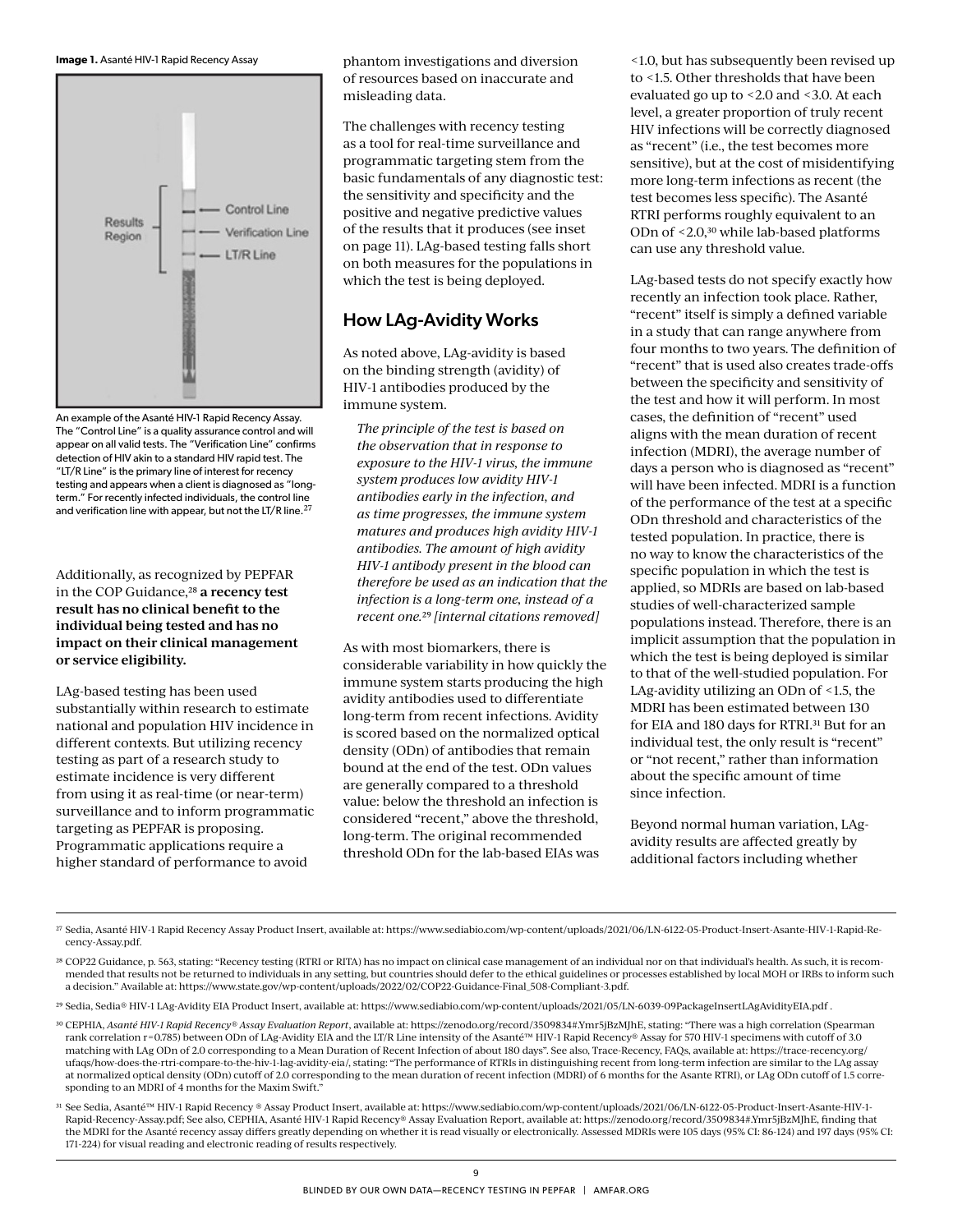**Image 1.** Asanté HIV-1 Rapid Recency Assay

An example of the Asanté HIV-1 Rapid Recency Assay. The "Control Line" is a quality assurance control and will appear on all valid tests. The "Verification Line" confirms detection of HIV akin to a standard HIV rapid test. The "LT/R Line" is the primary line of interest for recency testing and appears when a client is diagnosed as "long-term." For recently infected individuals, the control line and verification line with appear, but not the LT/R line.[27]

Additionally, as recognized by PEPFAR in the COP Guidance,[28] **a recency test result has no clinical benefit to the individual being tested and has no impact on their clinical management or service eligibility.**

LAg-based testing has been used substantially within research to estimate national and population HIV incidence in different contexts. But utilizing recency testing as part of a research study to estimate incidence is very different from using it as real-time (or near-term) surveillance and to inform programmatic targeting as PEPFAR is proposing. Programmatic applications require a higher standard of performance to avoid phantom investigations and diversion of resources based on inaccurate and misleading data.

The challenges with recency testing as a tool for real-time surveillance and programmatic targeting stem from the basic fundamentals of any diagnostic test: the sensitivity and specificity and the positive and negative predictive values of the results that it produces (see inset on page 11). LAg-based testing falls short on both measures for the populations in which the test is being deployed.

## How LAg-Avidity Works

As noted above, LAg-avidity is based on the binding strength (avidity) of HIV-1 antibodies produced by the immune system.

> *The principle of the test is based on the observation that in response to exposure to the HIV-1 virus, the immune system produces low avidity HIV-1 antibodies early in the infection, and as time progresses, the immune system matures and produces high avidity HIV-1 antibodies. The amount of high avidity HIV-1 antibody present in the blood can therefore be used as an indication that the infection is a long-term one, instead of a recent one.*[29] *[internal citations removed]*

As with most biomarkers, there is considerable variability in how quickly the immune system starts producing the high avidity antibodies used to differentiate long-term from recent infections. Avidity is scored based on the normalized optical density (ODn) of antibodies that remain bound at the end of the test. ODn values are generally compared to a threshold value: below the threshold an infection is considered "recent," above the threshold, long-term. The original recommended threshold ODn for the lab-based EIAs was <1.0, but has subsequently been revised up to <1.5. Other thresholds that have been evaluated go up to <2.0 and <3.0. At each level, a greater proportion of truly recent HIV infections will be correctly diagnosed as "recent" (i.e., the test becomes more sensitive), but at the cost of misidentifying more long-term infections as recent (the test becomes less specific). The Asanté RTRI performs roughly equivalent to an ODn of <2.0,[30] while lab-based platforms can use any threshold value.

LAg-based tests do not specify exactly how recently an infection took place. Rather, "recent" itself is simply a defined variable in a study that can range anywhere from four months to two years. The definition of "recent" that is used also creates trade-offs between the specificity and sensitivity of the test and how it will perform. In most cases, the definition of "recent" used aligns with the mean duration of recent infection (MDRI), the average number of days a person who is diagnosed as "recent" will have been infected. MDRI is a function of the performance of the test at a specific ODn threshold and characteristics of the tested population. In practice, there is no way to know the characteristics of the specific population in which the test is applied, so MDRIs are based on lab-based studies of well-characterized sample populations instead. Therefore, there is an implicit assumption that the population in which the test is being deployed is similar to that of the well-studied population. For LAg-avidity utilizing an ODn of <1.5, the MDRI has been estimated between 130 for EIA and 180 days for RTRI.[31] But for an individual test, the only result is "recent" or "not recent," rather than information about the specific amount of time since infection.

Beyond normal human variation, LAg-avidity results are affected greatly by additional factors including whether

---

[27] Sedia, Asanté HIV-1 Rapid Recency Assay Product Insert, available at: https://www.sediabio.com/wp-content/uploads/2021/06/LN-6122-05-Product-Insert-Asante-HIV-1-Rapid-Recency-Assay.pdf.

[28] COP22 Guidance, p. 563, stating: "Recency testing (RTRI or RITA) has no impact on clinical case management of an individual nor on that individual's health. As such, it is recommended that results not be returned to individuals in any setting, but countries should defer to the ethical guidelines or processes established by local MOH or IRBs to inform such a decision." Available at: https://www.state.gov/wp-content/uploads/2022/02/COP22-Guidance-Final_508-Compliant-3.pdf.

[29] Sedia, Sedia® HIV-1 LAg-Avidity EIA Product Insert, available at: https://www.sediabio.com/wp-content/uploads/2021/05/LN-6039-09PackageInsertLAgAvidityEIA.pdf .

[30] CEPHIA, *Asanté HIV-1 Rapid Recency® Assay Evaluation Report*, available at: https://zenodo.org/record/3509834#.Ymr5jBzMJhE, stating: "There was a high correlation (Spearman rank correlation r=0.785) between ODn of LAg-Avidity EIA and the LT/R Line intensity of the Asanté™ HIV-1 Rapid Recency® Assay for 570 HIV-1 specimens with cutoff of 3.0 matching with LAg ODn of 2.0 corresponding to a Mean Duration of Recent Infection of about 180 days". See also, Trace-Recency, FAQs, available at: https://trace-recency.org/ufaqs/how-does-the-rtri-compare-to-the-hiv-1-lag-avidity-eia/, stating: "The performance of RTRIs in distinguishing recent from long-term infection are similar to the LAg assay at normalized optical density (ODn) cutoff of 2.0 corresponding to the mean duration of recent infection (MDRI) of 6 months for the Asante RTRI), or LAg ODn cutoff of 1.5 corresponding to an MDRI of 4 months for the Maxim Swift."

[31] See Sedia, Asanté™ HIV-1 Rapid Recency ® Assay Product Insert, available at: https://www.sediabio.com/wp-content/uploads/2021/06/LN-6122-05-Product-Insert-Asante-HIV-1-Rapid-Recency-Assay.pdf; See also, CEPHIA, Asanté HIV-1 Rapid Recency® Assay Evaluation Report, available at: https://zenodo.org/record/3509834#.Ymr5jBzMJhE, finding that the MDRI for the Asanté recency assay differs greatly depending on whether it is read visually or electronically. Assessed MDRIs were 105 days (95% CI: 86-124) and 197 days (95% CI: 171-224) for visual reading and electronic reading of results respectively.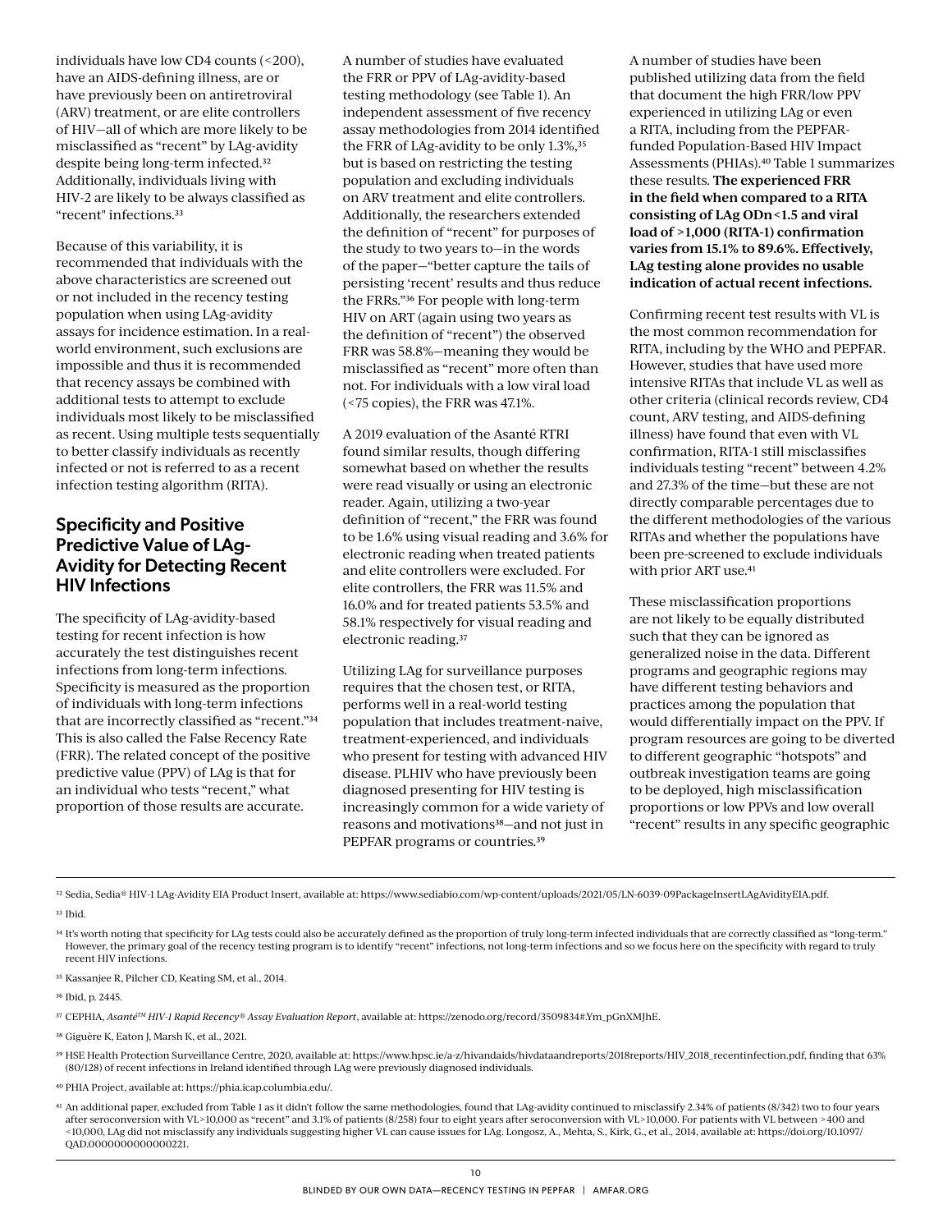individuals have low CD4 counts (<200), have an AIDS-defining illness, are or have previously been on antiretroviral (ARV) treatment, or are elite controllers of HIV—all of which are more likely to be misclassified as "recent" by LAg-avidity despite being long-term infected.[32] Additionally, individuals living with HIV-2 are likely to be always classified as "recent" infections.[33]

Because of this variability, it is recommended that individuals with the above characteristics are screened out or not included in the recency testing population when using LAg-avidity assays for incidence estimation. In a real-world environment, such exclusions are impossible and thus it is recommended that recency assays be combined with additional tests to attempt to exclude individuals most likely to be misclassified as recent. Using multiple tests sequentially to better classify individuals as recently infected or not is referred to as a recent infection testing algorithm (RITA).

## Specificity and Positive Predictive Value of LAg-Avidity for Detecting Recent HIV Infections

The specificity of LAg-avidity-based testing for recent infection is how accurately the test distinguishes recent infections from long-term infections. Specificity is measured as the proportion of individuals with long-term infections that are incorrectly classified as "recent."[34] This is also called the False Recency Rate (FRR). The related concept of the positive predictive value (PPV) of LAg is that for an individual who tests "recent," what proportion of those results are accurate.

A number of studies have evaluated the FRR or PPV of LAg-avidity-based testing methodology (see Table 1). An independent assessment of five recency assay methodologies from 2014 identified the FRR of LAg-avidity to be only 1.3%,[35] but is based on restricting the testing population and excluding individuals on ARV treatment and elite controllers. Additionally, the researchers extended the definition of "recent" for purposes of the study to two years to—in the words of the paper—"better capture the tails of persisting 'recent' results and thus reduce the FRRs."[36] For people with long-term HIV on ART (again using two years as the definition of "recent") the observed FRR was 58.8%—meaning they would be misclassified as "recent" more often than not. For individuals with a low viral load (<75 copies), the FRR was 47.1%.

A 2019 evaluation of the Asanté RTRI found similar results, though differing somewhat based on whether the results were read visually or using an electronic reader. Again, utilizing a two-year definition of "recent," the FRR was found to be 1.6% using visual reading and 3.6% for electronic reading when treated patients and elite controllers were excluded. For elite controllers, the FRR was 11.5% and 16.0% and for treated patients 53.5% and 58.1% respectively for visual reading and electronic reading.[37]

Utilizing LAg for surveillance purposes requires that the chosen test, or RITA, performs well in a real-world testing population that includes treatment-naive, treatment-experienced, and individuals who present for testing with advanced HIV disease. PLHIV who have previously been diagnosed presenting for HIV testing is increasingly common for a wide variety of reasons and motivations[38]—and not just in PEPFAR programs or countries.[39]

A number of studies have been published utilizing data from the field that document the high FRR/low PPV experienced in utilizing LAg or even a RITA, including from the PEPFAR-funded Population-Based HIV Impact Assessments (PHIAs).[40] Table 1 summarizes these results. **The experienced FRR in the field when compared to a RITA consisting of LAg ODn<1.5 and viral load of >1,000 (RITA-1) confirmation varies from 15.1% to 89.6%. Effectively, LAg testing alone provides no usable indication of actual recent infections.**

Confirming recent test results with VL is the most common recommendation for RITA, including by the WHO and PEPFAR. However, studies that have used more intensive RITAs that include VL as well as other criteria (clinical records review, CD4 count, ARV testing, and AIDS-defining illness) have found that even with VL confirmation, RITA-1 still misclassifies individuals testing "recent" between 4.2% and 27.3% of the time—but these are not directly comparable percentages due to the different methodologies of the various RITAs and whether the populations have been pre-screened to exclude individuals with prior ART use.[41]

These misclassification proportions are not likely to be equally distributed such that they can be ignored as generalized noise in the data. Different programs and geographic regions may have different testing behaviors and practices among the population that would differentially impact on the PPV. If program resources are going to be diverted to different geographic "hotspots" and outbreak investigation teams are going to be deployed, high misclassification proportions or low PPVs and low overall "recent" results in any specific geographic

[32] Sedia, Sedia® HIV-1 LAg-Avidity EIA Product Insert, available at: https://www.sediabio.com/wp-content/uploads/2021/05/LN-6039-09PackageInsertLAgAvidityEIA.pdf.

[33] Ibid.

[34] It's worth noting that specificity for LAg tests could also be accurately defined as the proportion of truly long-term infected individuals that are correctly classified as "long-term." However, the primary goal of the recency testing program is to identify "recent" infections, not long-term infections and so we focus here on the specificity with regard to truly recent HIV infections.

[35] Kassanjee R, Pilcher CD, Keating SM, et al., 2014.

[36] Ibid, p. 2445.

[37] CEPHIA, *Asanté™ HIV-1 Rapid Recency® Assay Evaluation Report*, available at: https://zenodo.org/record/3509834#.Ym_pGnXMJhE.

[38] Giguère K, Eaton J, Marsh K, et al., 2021.

[39] HSE Health Protection Surveillance Centre, 2020, available at: https://www.hpsc.ie/a-z/hivandaids/hivdataandreports/2018reports/HIV_2018_recentinfection.pdf, finding that 63% (80/128) of recent infections in Ireland identified through LAg were previously diagnosed individuals.

[40] PHIA Project, available at: https://phia.icap.columbia.edu/.

[41] An additional paper, excluded from Table 1 as it didn't follow the same methodologies, found that LAg-avidity continued to misclassify 2.34% of patients (8/342) two to four years after seroconversion with VL>10,000 as "recent" and 3.1% of patients (8/258) four to eight years after seroconversion with VL>10,000. For patients with VL between >400 and <10,000, LAg did not misclassify any individuals suggesting higher VL can cause issues for LAg. Longosz, A., Mehta, S., Kirk, G., et al., 2014, available at: https://doi.org/10.1097/QAD.0000000000000221.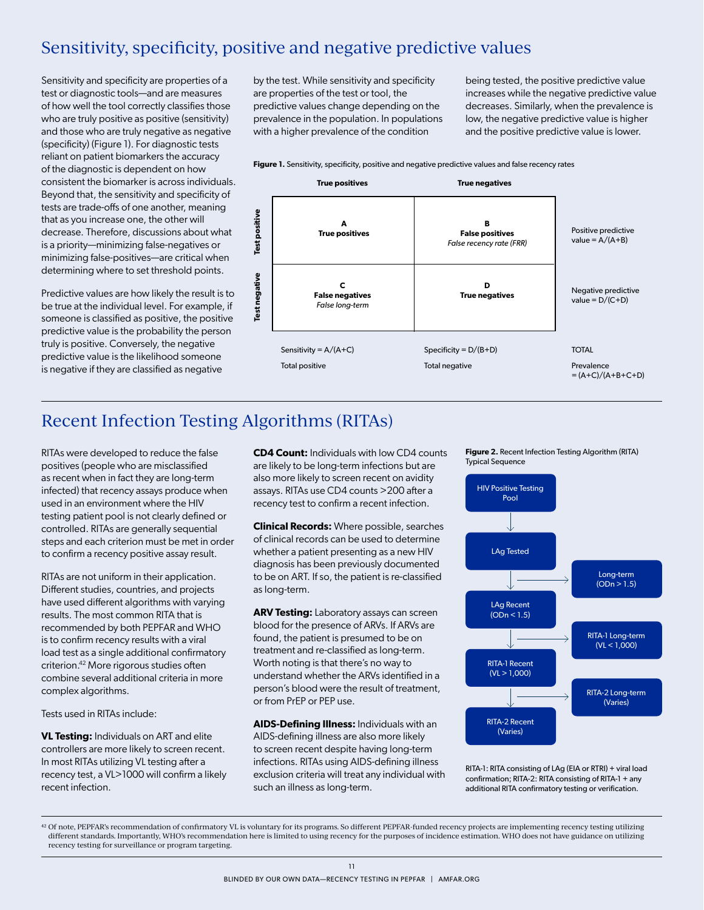## Sensitivity, specificity, positive and negative predictive values

Sensitivity and specificity are properties of a test or diagnostic tools—and are measures of how well the tool correctly classifies those who are truly positive as positive (sensitivity) and those who are truly negative as negative (specificity) (Figure 1). For diagnostic tests reliant on patient biomarkers the accuracy of the diagnostic is dependent on how consistent the biomarker is across individuals. Beyond that, the sensitivity and specificity of tests are trade-offs of one another, meaning that as you increase one, the other will decrease. Therefore, discussions about what is a priority—minimizing false-negatives or minimizing false-positives—are critical when determining where to set threshold points.

Predictive values are how likely the result is to be true at the individual level. For example, if someone is classified as positive, the positive predictive value is the probability the person truly is positive. Conversely, the negative predictive value is the likelihood someone is negative if they are classified as negative by the test. While sensitivity and specificity are properties of the test or tool, the predictive values change depending on the prevalence in the population. In populations with a higher prevalence of the condition being tested, the positive predictive value increases while the negative predictive value decreases. Similarly, when the prevalence is low, the negative predictive value is higher and the positive predictive value is lower.

**Figure 1.** Sensitivity, specificity, positive and negative predictive values and false recency rates

| | True positives | True negatives | |
|---|---|---|---|
| **Test positive** | **A** **True positives** | **B** **False positives** *False recency rate (FRR)* | Positive predictive value = A/(A+B) |
| **Test negative** | **C** **False negatives** *False long-term* | **D** **True negatives** | Negative predictive value = D/(C+D) |
| | Sensitivity = A/(A+C) | Specificity = D/(B+D) | TOTAL |
| | Total positive | Total negative | Prevalence = (A+C)/(A+B+C+D) |

## Recent Infection Testing Algorithms (RITAs)

RITAs were developed to reduce the false positives (people who are misclassified as recent when in fact they are long-term infected) that recency assays produce when used in an environment where the HIV testing patient pool is not clearly defined or controlled. RITAs are generally sequential steps and each criterion must be met in order to confirm a recency positive assay result.

RITAs are not uniform in their application. Different studies, countries, and projects have used different algorithms with varying results. The most common RITA that is recommended by both PEPFAR and WHO is to confirm recency results with a viral load test as a single additional confirmatory criterion.[42] More rigorous studies often combine several additional criteria in more complex algorithms.

Tests used in RITAs include:

**VL Testing:** Individuals on ART and elite controllers are more likely to screen recent. In most RITAs utilizing VL testing after a recency test, a VL>1000 will confirm a likely recent infection.

**CD4 Count:** Individuals with low CD4 counts are likely to be long-term infections but are also more likely to screen recent on avidity assays. RITAs use CD4 counts >200 after a recency test to confirm a recent infection.

**Clinical Records:** Where possible, searches of clinical records can be used to determine whether a patient presenting as a new HIV diagnosis has been previously documented to be on ART. If so, the patient is re-classified as long-term.

**ARV Testing:** Laboratory assays can screen blood for the presence of ARVs. If ARVs are found, the patient is presumed to be on treatment and re-classified as long-term. Worth noting is that there's no way to understand whether the ARVs identified in a person's blood were the result of treatment, or from PrEP or PEP use.

**AIDS-Defining Illness:** Individuals with an AIDS-defining illness are also more likely to screen recent despite having long-term infections. RITAs using AIDS-defining illness exclusion criteria will treat any individual with such an illness as long-term.

**Figure 2.** Recent Infection Testing Algorithm (RITA) Typical Sequence

- HIV Positive Testing Pool
  - ↓ LAg Tested → Long-term (ODn > 1.5)
  - ↓ LAg Recent (ODn < 1.5) → RITA-1 Long-term (VL < 1,000)
  - ↓ RITA-1 Recent (VL > 1,000) → RITA-2 Long-term (Varies)
  - ↓ RITA-2 Recent (Varies)

RITA-1: RITA consisting of LAg (EIA or RTRI) + viral load confirmation; RITA-2: RITA consisting of RITA-1 + any additional RITA confirmatory testing or verification.

[42] Of note, PEPFAR's recommendation of confirmatory VL is voluntary for its programs. So different PEPFAR-funded recency projects are implementing recency testing utilizing different standards. Importantly, WHO's recommendation here is limited to using recency for the purposes of incidence estimation. WHO does not have guidance on utilizing recency testing for surveillance or program targeting.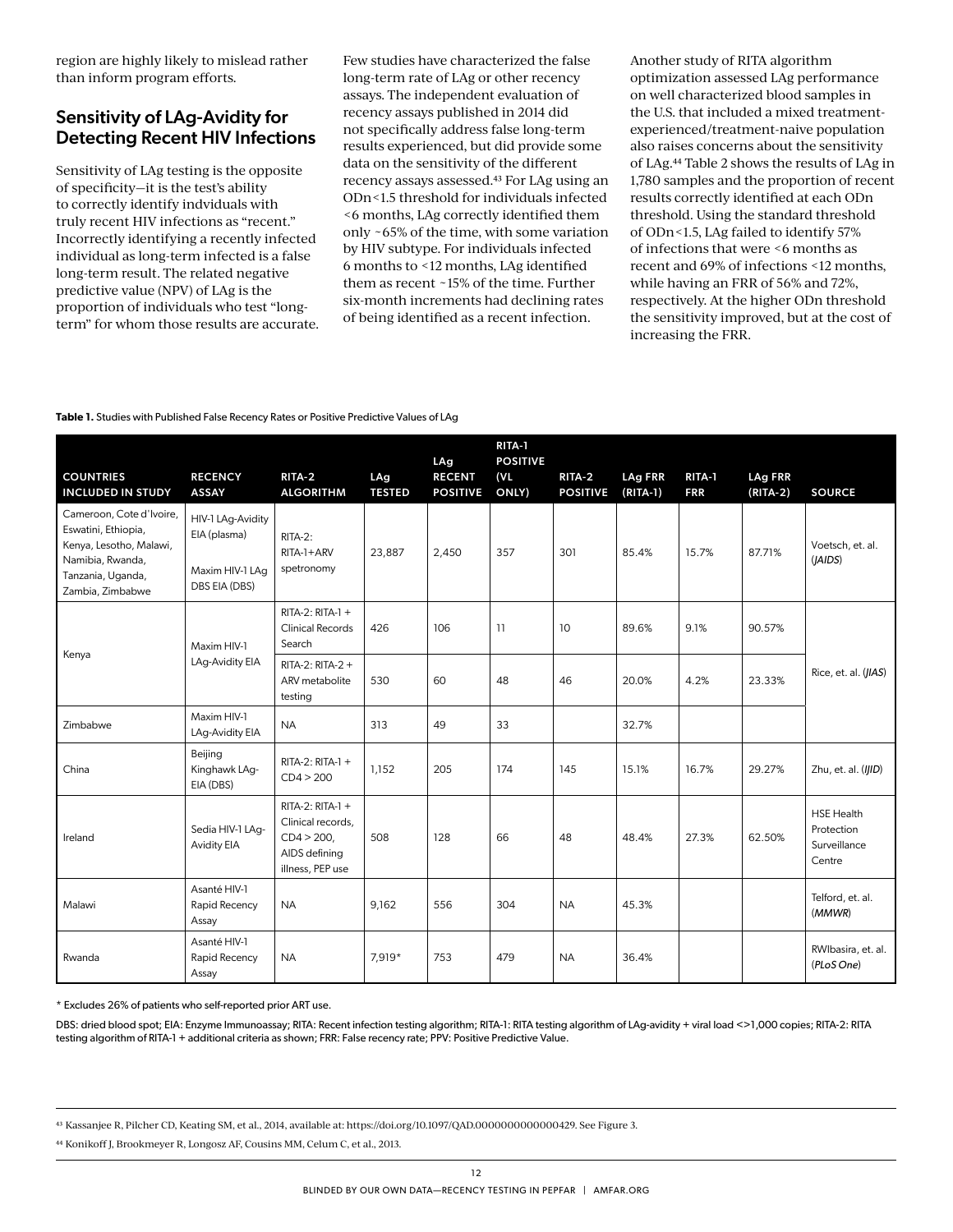region are highly likely to mislead rather than inform program efforts.

## Sensitivity of LAg-Avidity for Detecting Recent HIV Infections

Sensitivity of LAg testing is the opposite of specificity—it is the test's ability to correctly identify indviduals with truly recent HIV infections as "recent." Incorrectly identifying a recently infected individual as long-term infected is a false long-term result. The related negative predictive value (NPV) of LAg is the proportion of individuals who test "long-term" for whom those results are accurate.

Few studies have characterized the false long-term rate of LAg or other recency assays. The independent evaluation of recency assays published in 2014 did not specifically address false long-term results experienced, but did provide some data on the sensitivity of the different recency assays assessed.[43] For LAg using an ODn<1.5 threshold for individuals infected <6 months, LAg correctly identified them only ~65% of the time, with some variation by HIV subtype. For individuals infected 6 months to <12 months, LAg identified them as recent ~15% of the time. Further six-month increments had declining rates of being identified as a recent infection.

Another study of RITA algorithm optimization assessed LAg performance on well characterized blood samples in the U.S. that included a mixed treatment-experienced/treatment-naive population also raises concerns about the sensitivity of LAg.[44] Table 2 shows the results of LAg in 1,780 samples and the proportion of recent results correctly identified at each ODn threshold. Using the standard threshold of ODn<1.5, LAg failed to identify 57% of infections that were <6 months as recent and 69% of infections <12 months, while having an FRR of 56% and 72%, respectively. At the higher ODn threshold the sensitivity improved, but at the cost of increasing the FRR.

**Table 1.** Studies with Published False Recency Rates or Positive Predictive Values of LAg

| COUNTRIES INCLUDED IN STUDY | RECENCY ASSAY | RITA-2 ALGORITHM | LAg TESTED | LAg RECENT POSITIVE | RITA-1 POSITIVE (VL ONLY) | RITA-2 POSITIVE | LAg FRR (RITA-1) | RITA-1 FRR | LAg FRR (RITA-2) | SOURCE |
|---|---|---|---|---|---|---|---|---|---|---|
| Cameroon, Cote d'Ivoire, Eswatini, Ethiopia, Kenya, Lesotho, Malawi, Namibia, Rwanda, Tanzania, Uganda, Zambia, Zimbabwe | HIV-1 LAg-Avidity EIA (plasma) Maxim HIV-1 LAg DBS EIA (DBS) | RITA-2: RITA-1+ARV spetronomy | 23,887 | 2,450 | 357 | 301 | 85.4% | 15.7% | 87.71% | Voetsch, et. al. (*JAIDS*) |
| Kenya | Maxim HIV-1 LAg-Avidity EIA | RITA-2: RITA-1 + Clinical Records Search | 426 | 106 | 11 | 10 | 89.6% | 9.1% | 90.57% | Rice, et. al. (*JIAS*) |
| | | RITA-2: RITA-2 + ARV metabolite testing | 530 | 60 | 48 | 46 | 20.0% | 4.2% | 23.33% | |
| Zimbabwe | Maxim HIV-1 LAg-Avidity EIA | NA | 313 | 49 | 33 | | 32.7% | | | |
| China | Beijing Kinghawk LAg-EIA (DBS) | RITA-2: RITA-1 + CD4 > 200 | 1,152 | 205 | 174 | 145 | 15.1% | 16.7% | 29.27% | Zhu, et. al. (*IJID*) |
| Ireland | Sedia HIV-1 LAg-Avidity EIA | RITA-2: RITA-1 + Clinical records, CD4 > 200, AIDS defining illness, PEP use | 508 | 128 | 66 | 48 | 48.4% | 27.3% | 62.50% | HSE Health Protection Surveillance Centre |
| Malawi | Asanté HIV-1 Rapid Recency Assay | NA | 9,162 | 556 | 304 | NA | 45.3% | | | Telford, et. al. (*MMWR*) |
| Rwanda | Asanté HIV-1 Rapid Recency Assay | NA | 7,919* | 753 | 479 | NA | 36.4% | | | RWIbasira, et. al. (*PLoS One*) |

\* Excludes 26% of patients who self-reported prior ART use.

DBS: dried blood spot; EIA: Enzyme Immunoassay; RITA: Recent infection testing algorithm; RITA-1: RITA testing algorithm of LAg-avidity + viral load <>1,000 copies; RITA-2: RITA testing algorithm of RITA-1 + additional criteria as shown; FRR: False recency rate; PPV: Positive Predictive Value.

[43] Kassanjee R, Pilcher CD, Keating SM, et al., 2014, available at: https://doi.org/10.1097/QAD.0000000000000429. See Figure 3.

[44] Konikoff J, Brookmeyer R, Longosz AF, Cousins MM, Celum C, et al., 2013.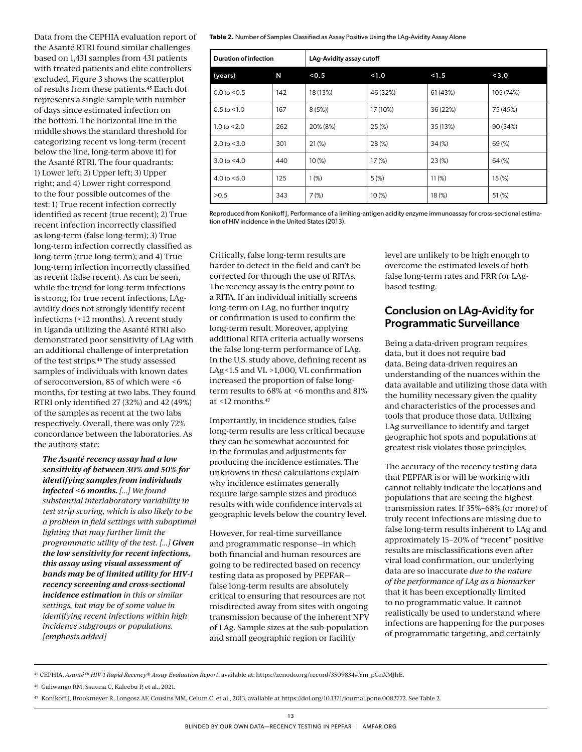Data from the CEPHIA evaluation report of the Asanté RTRI found similar challenges based on 1,431 samples from 431 patients with treated patients and elite controllers excluded. Figure 3 shows the scatterplot of results from these patients.[45] Each dot represents a single sample with number of days since estimated infection on the bottom. The horizontal line in the middle shows the standard threshold for categorizing recent vs long-term (recent below the line, long-term above it) for the Asanté RTRI. The four quadrants: 1) Lower left; 2) Upper left; 3) Upper right; and 4) Lower right correspond to the four possible outcomes of the test: 1) True recent infection correctly identified as recent (true recent); 2) True recent infection incorrectly classified as long-term (false long-term); 3) True long-term infection correctly classified as long-term (true long-term); and 4) True long-term infection incorrectly classified as recent (false recent). As can be seen, while the trend for long-term infections is strong, for true recent infections, LAg-avidity does not strongly identify recent infections (<12 months). A recent study in Uganda utilizing the Asanté RTRI also demonstrated poor sensitivity of LAg with an additional challenge of interpretation of the test strips.[46] The study assessed samples of individuals with known dates of seroconversion, 85 of which were <6 months, for testing at two labs. They found RTRI only identified 27 (32%) and 42 (49%) of the samples as recent at the two labs respectively. Overall, there was only 72% concordance between the laboratories. As the authors state:

> ***The Asanté recency assay had a low sensitivity of between 30% and 50% for identifying samples from individuals infected <6 months.*** *[...] We found substantial interlaboratory variability in test strip scoring, which is also likely to be a problem in field settings with suboptimal lighting that may further limit the programmatic utility of the test. [...]* ***Given the low sensitivity for recent infections, this assay using visual assessment of bands may be of limited utility for HIV-1 recency screening and cross-sectional incidence estimation*** *in this or similar settings, but may be of some value in identifying recent infections within high incidence subgroups or populations. [emphasis added]*

**Table 2.** Number of Samples Classified as Assay Positive Using the LAg-Avidity Assay Alone

| Duration of infection | | LAg-Avidity assay cutoff | | | |
|---|---|---|---|---|---|
| (years) | N | <0.5 | <1.0 | <1.5 | <3.0 |
| 0.0 to <0.5 | 142 | 18 (13%) | 46 (32%) | 61 (43%) | 105 (74%) |
| 0.5 to <1.0 | 167 | 8 (5%)) | 17 (10%) | 36 (22%) | 75 (45%) |
| 1.0 to <2.0 | 262 | 20% (8%) | 25 (%) | 35 (13%) | 90 (34%) |
| 2.0 to <3.0 | 301 | 21 (%) | 28 (%) | 34 (%) | 69 (%) |
| 3.0 to <4.0 | 440 | 10 (%) | 17 (%) | 23 (%) | 64 (%) |
| 4.0 to <5.0 | 125 | 1 (%) | 5 (%) | 11 (%) | 15 (%) |
| >0.5 | 343 | 7 (%) | 10 (%) | 18 (%) | 51 (%) |

Reproduced from Konikoff J, Performance of a limiting-antigen acidity enzyme immunoassay for cross-sectional estimation of HIV incidence in the United States (2013).

Critically, false long-term results are harder to detect in the field and can't be corrected for through the use of RITAs. The recency assay is the entry point to a RITA. If an individual initially screens long-term on LAg, no further inquiry or confirmation is used to confirm the long-term result. Moreover, applying additional RITA criteria actually worsens the false long-term performance of LAg. In the U.S. study above, defining recent as LAg<1.5 and VL >1,000, VL confirmation increased the proportion of false long-term results to 68% at <6 months and 81% at <12 months.[47]

Importantly, in incidence studies, false long-term results are less critical because they can be somewhat accounted for in the formulas and adjustments for producing the incidence estimates. The unknowns in these calculations explain why incidence estimates generally require large sample sizes and produce results with wide confidence intervals at geographic levels below the country level.

However, for real-time surveillance and programmatic response—in which both financial and human resources are going to be redirected based on recency testing data as proposed by PEPFAR—false long-term results are absolutely critical to ensuring that resources are not misdirected away from sites with ongoing transmission because of the inherent NPV of LAg. Sample sizes at the sub-population and small geographic region or facility level are unlikely to be high enough to overcome the estimated levels of both false long-term rates and FRR for LAg-based testing.

## Conclusion on LAg-Avidity for Programmatic Surveillance

Being a data-driven program requires data, but it does not require bad data. Being data-driven requires an understanding of the nuances within the data available and utilizing those data with the humility necessary given the quality and characteristics of the processes and tools that produce those data. Utilizing LAg surveillance to identify and target geographic hot spots and populations at greatest risk violates those principles.

The accuracy of the recency testing data that PEPFAR is or will be working with cannot reliably indicate the locations and populations that are seeing the highest transmission rates. If 35%–68% (or more) of truly recent infections are missing due to false long-term results inherent to LAg and approximately 15–20% of "recent" positive results are misclassifications even after viral load confirmation, our underlying data are so inaccurate *due to the nature of the performance of LAg as a biomarker* that it has been exceptionally limited to no programmatic value. It cannot realistically be used to understand where infections are happening for the purposes of programmatic targeting, and certainly

[45] CEPHIA, *Asanté™ HIV-1 Rapid Recency® Assay Evaluation Report*, available at: https://zenodo.org/record/3509834#.Ym_pGnXMJhE.

[46] Galiwango RM, Ssuuna C, Kaleebu P, et al., 2021.

[47] Konikoff J, Brookmeyer R, Longosz AF, Cousins MM, Celum C, et al., 2013, available at https://doi.org/10.1371/journal.pone.0082772. See Table 2.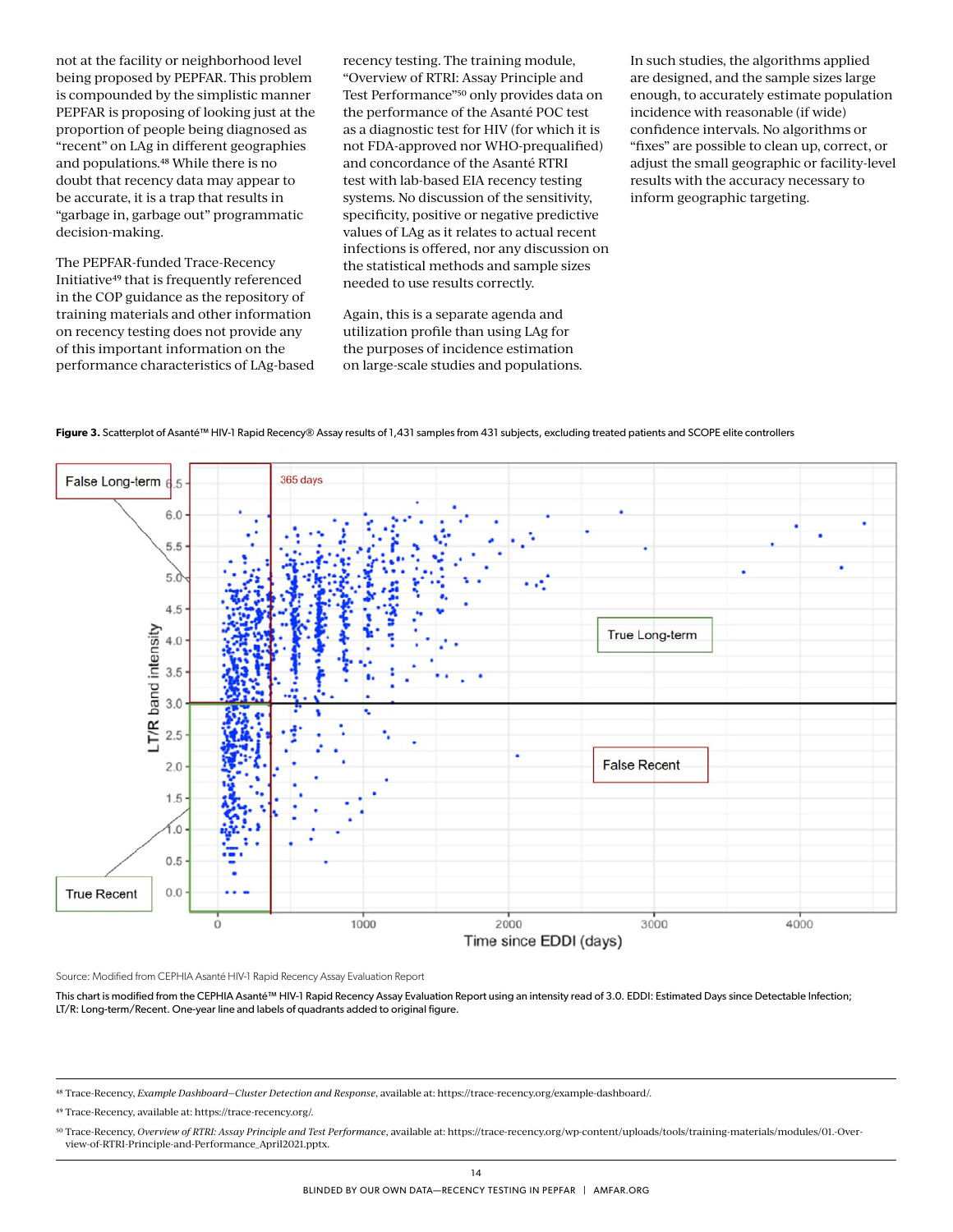not at the facility or neighborhood level being proposed by PEPFAR. This problem is compounded by the simplistic manner PEPFAR is proposing of looking just at the proportion of people being diagnosed as "recent" on LAg in different geographies and populations.[48] While there is no doubt that recency data may appear to be accurate, it is a trap that results in "garbage in, garbage out" programmatic decision-making.

The PEPFAR-funded Trace-Recency Initiative[49] that is frequently referenced in the COP guidance as the repository of training materials and other information on recency testing does not provide any of this important information on the performance characteristics of LAg-based recency testing. The training module, "Overview of RTRI: Assay Principle and Test Performance"[50] only provides data on the performance of the Asanté POC test as a diagnostic test for HIV (for which it is not FDA-approved nor WHO-prequalified) and concordance of the Asanté RTRI test with lab-based EIA recency testing systems. No discussion of the sensitivity, specificity, positive or negative predictive values of LAg as it relates to actual recent infections is offered, nor any discussion on the statistical methods and sample sizes needed to use results correctly.

Again, this is a separate agenda and utilization profile than using LAg for the purposes of incidence estimation on large-scale studies and populations. In such studies, the algorithms applied are designed, and the sample sizes large enough, to accurately estimate population incidence with reasonable (if wide) confidence intervals. No algorithms or "fixes" are possible to clean up, correct, or adjust the small geographic or facility-level results with the accuracy necessary to inform geographic targeting.

**Figure 3.** Scatterplot of Asanté™ HIV-1 Rapid Recency® Assay results of 1,431 samples from 431 subjects, excluding treated patients and SCOPE elite controllers

Source: Modified from CEPHIA Asanté HIV-1 Rapid Recency Assay Evaluation Report

This chart is modified from the CEPHIA Asanté™ HIV-1 Rapid Recency Assay Evaluation Report using an intensity read of 3.0. EDDI: Estimated Days since Detectable Infection; LT/R: Long-term/Recent. One-year line and labels of quadrants added to original figure.

---

[48] Trace-Recency, *Example Dashboard—Cluster Detection and Response*, available at: https://trace-recency.org/example-dashboard/.

[49] Trace-Recency, available at: https://trace-recency.org/.

[50] Trace-Recency, *Overview of RTRI: Assay Principle and Test Performance*, available at: https://trace-recency.org/wp-content/uploads/tools/training-materials/modules/01.-Overview-of-RTRI-Principle-and-Performance_April2021.pptx.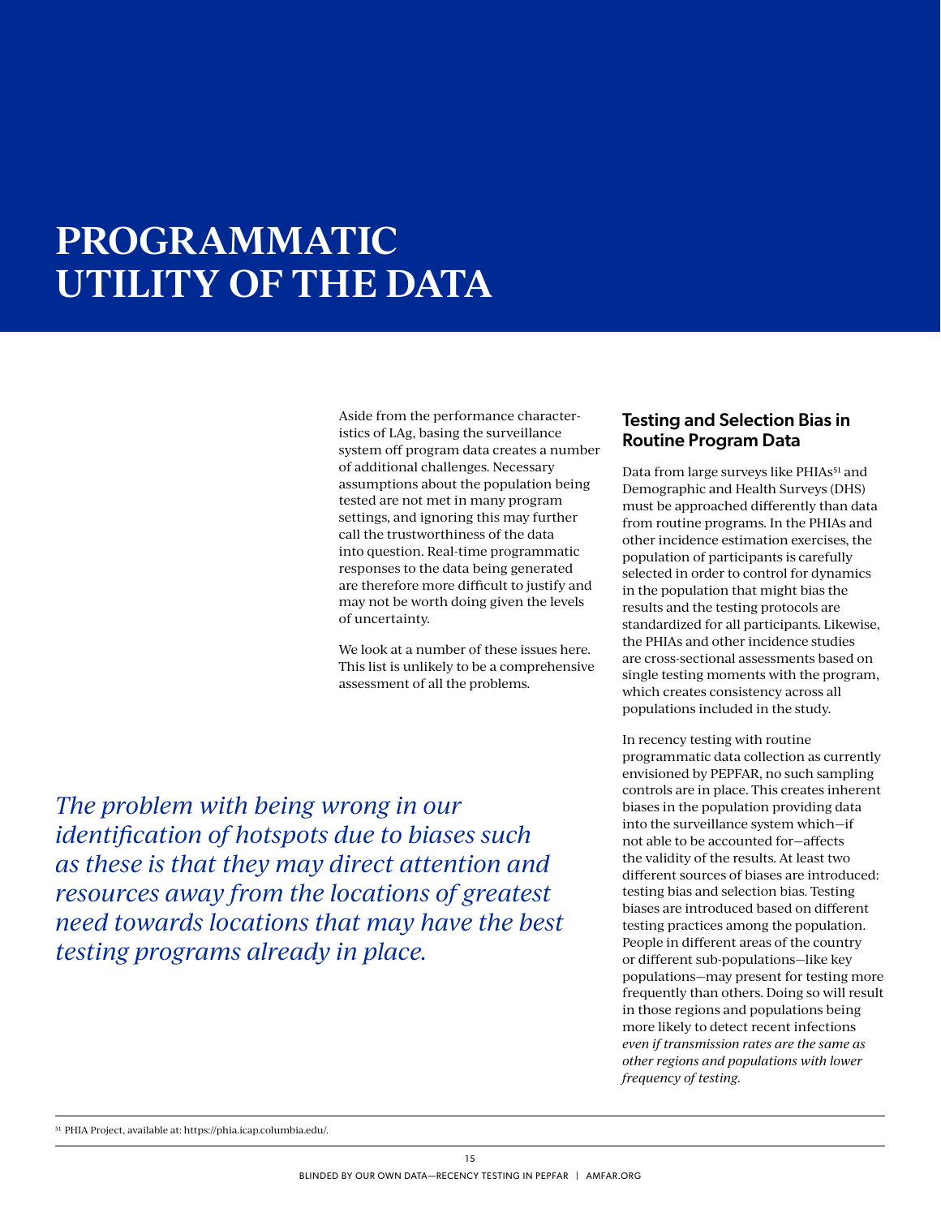# PROGRAMMATIC UTILITY OF THE DATA

Aside from the performance characteristics of LAg, basing the surveillance system off program data creates a number of additional challenges. Necessary assumptions about the population being tested are not met in many program settings, and ignoring this may further call the trustworthiness of the data into question. Real-time programmatic responses to the data being generated are therefore more difficult to justify and may not be worth doing given the levels of uncertainty.

We look at a number of these issues here. This list is unlikely to be a comprehensive assessment of all the problems.

*The problem with being wrong in our identification of hotspots due to biases such as these is that they may direct attention and resources away from the locations of greatest need towards locations that may have the best testing programs already in place.*

## Testing and Selection Bias in Routine Program Data

Data from large surveys like PHIAs[51] and Demographic and Health Surveys (DHS) must be approached differently than data from routine programs. In the PHIAs and other incidence estimation exercises, the population of participants is carefully selected in order to control for dynamics in the population that might bias the results and the testing protocols are standardized for all participants. Likewise, the PHIAs and other incidence studies are cross-sectional assessments based on single testing moments with the program, which creates consistency across all populations included in the study.

In recency testing with routine programmatic data collection as currently envisioned by PEPFAR, no such sampling controls are in place. This creates inherent biases in the population providing data into the surveillance system which—if not able to be accounted for—affects the validity of the results. At least two different sources of biases are introduced: testing bias and selection bias. Testing biases are introduced based on different testing practices among the population. People in different areas of the country or different sub-populations—like key populations—may present for testing more frequently than others. Doing so will result in those regions and populations being more likely to detect recent infections *even if transmission rates are the same as other regions and populations with lower frequency of testing.*

[51] PHIA Project, available at: https://phia.icap.columbia.edu/.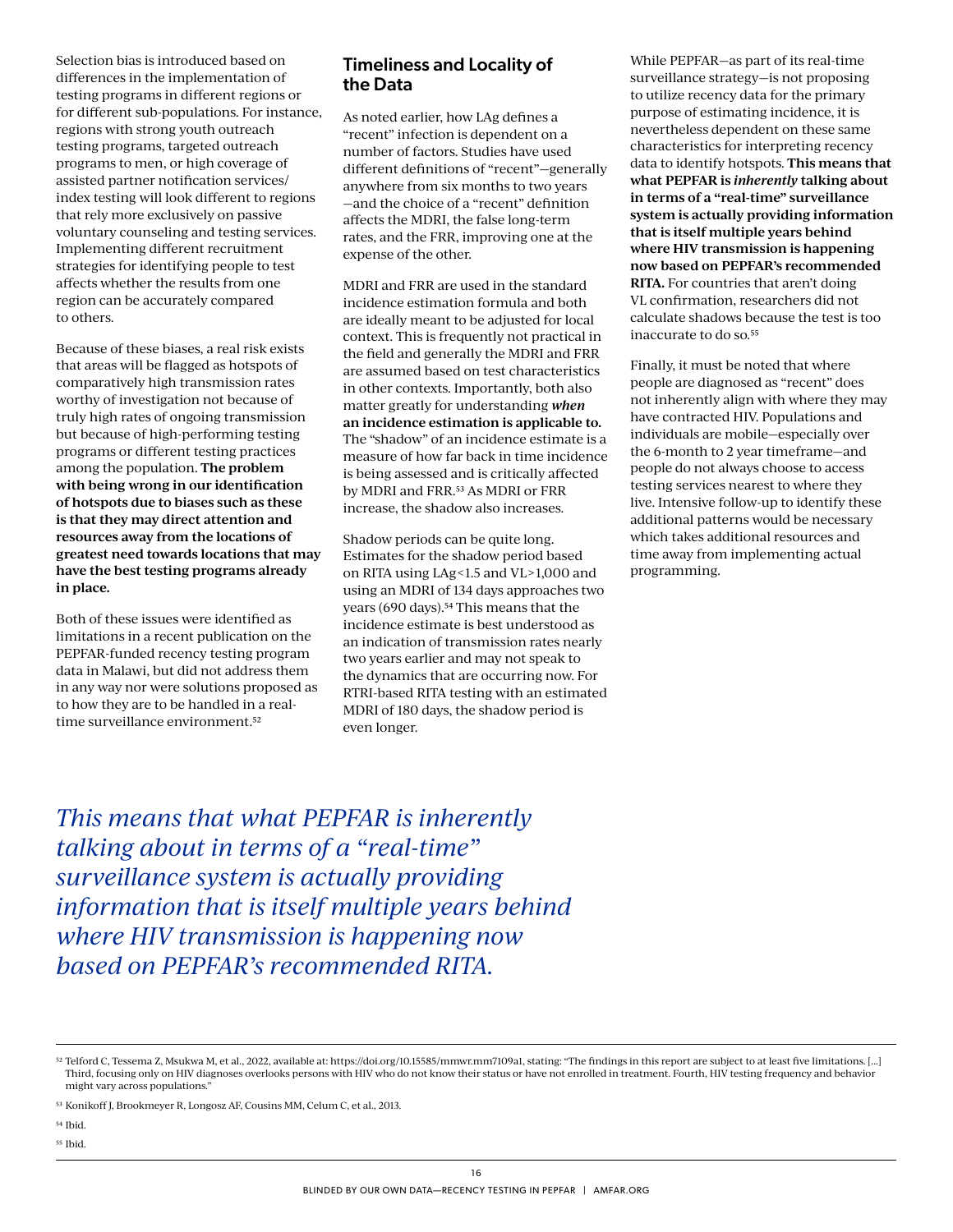Selection bias is introduced based on differences in the implementation of testing programs in different regions or for different sub-populations. For instance, regions with strong youth outreach testing programs, targeted outreach programs to men, or high coverage of assisted partner notification services/ index testing will look different to regions that rely more exclusively on passive voluntary counseling and testing services. Implementing different recruitment strategies for identifying people to test affects whether the results from one region can be accurately compared to others.

Because of these biases, a real risk exists that areas will be flagged as hotspots of comparatively high transmission rates worthy of investigation not because of truly high rates of ongoing transmission but because of high-performing testing programs or different testing practices among the population. **The problem with being wrong in our identification of hotspots due to biases such as these is that they may direct attention and resources away from the locations of greatest need towards locations that may have the best testing programs already in place.**

Both of these issues were identified as limitations in a recent publication on the PEPFAR-funded recency testing program data in Malawi, but did not address them in any way nor were solutions proposed as to how they are to be handled in a real-time surveillance environment.[52]

## Timeliness and Locality of the Data

As noted earlier, how LAg defines a "recent" infection is dependent on a number of factors. Studies have used different definitions of "recent"—generally anywhere from six months to two years —and the choice of a "recent" definition affects the MDRI, the false long-term rates, and the FRR, improving one at the expense of the other.

MDRI and FRR are used in the standard incidence estimation formula and both are ideally meant to be adjusted for local context. This is frequently not practical in the field and generally the MDRI and FRR are assumed based on test characteristics in other contexts. Importantly, both also matter greatly for understanding ***when*** **an incidence estimation is applicable to.** The "shadow" of an incidence estimate is a measure of how far back in time incidence is being assessed and is critically affected by MDRI and FRR.[53] As MDRI or FRR increase, the shadow also increases.

Shadow periods can be quite long. Estimates for the shadow period based on RITA using LAg<1.5 and VL>1,000 and using an MDRI of 134 days approaches two years (690 days).[54] This means that the incidence estimate is best understood as an indication of transmission rates nearly two years earlier and may not speak to the dynamics that are occurring now. For RTRI-based RITA testing with an estimated MDRI of 180 days, the shadow period is even longer.

While PEPFAR—as part of its real-time surveillance strategy—is not proposing to utilize recency data for the primary purpose of estimating incidence, it is nevertheless dependent on these same characteristics for interpreting recency data to identify hotspots. **This means that what PEPFAR is *inherently* talking about in terms of a "real-time" surveillance system is actually providing information that is itself multiple years behind where HIV transmission is happening now based on PEPFAR's recommended RITA.** For countries that aren't doing VL confirmation, researchers did not calculate shadows because the test is too inaccurate to do so.[55]

Finally, it must be noted that where people are diagnosed as "recent" does not inherently align with where they may have contracted HIV. Populations and individuals are mobile—especially over the 6-month to 2 year timeframe—and people do not always choose to access testing services nearest to where they live. Intensive follow-up to identify these additional patterns would be necessary which takes additional resources and time away from implementing actual programming.

*This means that what PEPFAR is inherently talking about in terms of a "real-time" surveillance system is actually providing information that is itself multiple years behind where HIV transmission is happening now based on PEPFAR's recommended RITA.*

---

[52] Telford C, Tessema Z, Msukwa M, et al., 2022, available at: https://doi.org/10.15585/mmwr.mm7109a1, stating: "The findings in this report are subject to at least five limitations. [...] Third, focusing only on HIV diagnoses overlooks persons with HIV who do not know their status or have not enrolled in treatment. Fourth, HIV testing frequency and behavior might vary across populations."

[53] Konikoff J, Brookmeyer R, Longosz AF, Cousins MM, Celum C, et al., 2013.

[54] Ibid.

[55] Ibid.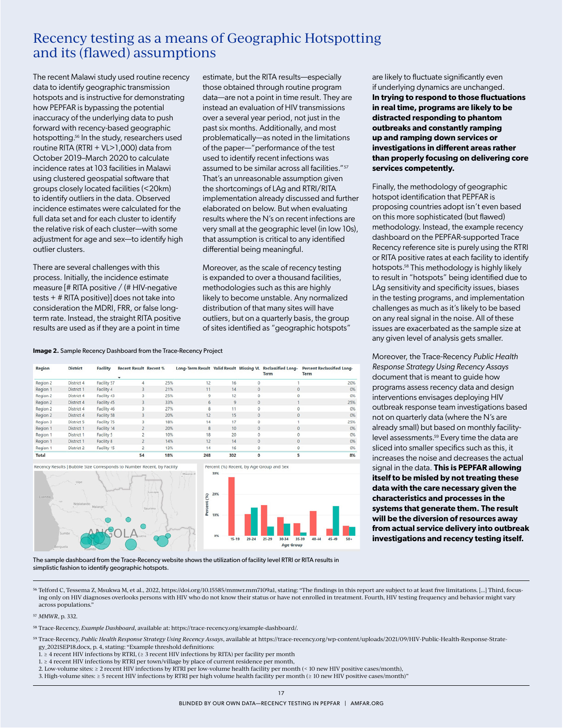# Recency testing as a means of Geographic Hotspotting and its (flawed) assumptions

The recent Malawi study used routine recency data to identify geographic transmission hotspots and is instructive for demonstrating how PEPFAR is bypassing the potential inaccuracy of the underlying data to push forward with recency-based geographic hotspotting.[56] In the study, researchers used routine RITA (RTRI + VL>1,000) data from October 2019–March 2020 to calculate incidence rates at 103 facilities in Malawi using clustered geospatial software that groups closely located facilities (<20km) to identify outliers in the data. Observed incidence estimates were calculated for the full data set and for each cluster to identify the relative risk of each cluster—with some adjustment for age and sex—to identify high outlier clusters.

There are several challenges with this process. Initially, the incidence estimate measure [# RITA positive / (# HIV-negative tests + # RITA positive)] does not take into consideration the MDRI, FRR, or false long-term rate. Instead, the straight RITA positive results are used as if they are a point in time estimate, but the RITA results—especially those obtained through routine program data—are not a point in time result. They are instead an evaluation of HIV transmissions over a several year period, not just in the past six months. Additionally, and most problematically—as noted in the limitations of the paper—"performance of the test used to identify recent infections was assumed to be similar across all facilities."[57] That's an unreasonable assumption given the shortcomings of LAg and RTRI/RITA implementation already discussed and further elaborated on below. But when evaluating results where the N's on recent infections are very small at the geographic level (in low 10s), that assumption is critical to any identified differential being meaningful.

Moreover, as the scale of recency testing is expanded to over a thousand facilities, methodologies such as this are highly likely to become unstable. Any normalized distribution of that many sites will have outliers, but on a quarterly basis, the group of sites identified as "geographic hotspots" are likely to fluctuate significantly even if underlying dynamics are unchanged. **In trying to respond to those fluctuations in real time, programs are likely to be distracted responding to phantom outbreaks and constantly ramping up and ramping down services or investigations in different areas rather than properly focusing on delivering core services competently.**

Finally, the methodology of geographic hotspot identification that PEPFAR is proposing countries adopt isn't even based on this more sophisticated (but flawed) methodology. Instead, the example recency dashboard on the PEPFAR-supported Trace Recency reference site is purely using the RTRI or RITA positive rates at each facility to identify hotspots.[58] This methodology is highly likely to result in "hotspots" being identified due to LAg sensitivity and specificity issues, biases in the testing programs, and implementation challenges as much as it's likely to be based on any real signal in the noise. All of these issues are exacerbated as the sample size at any given level of analysis gets smaller.

Moreover, the Trace-Recency *Public Health Response Strategy Using Recency Assays* document that is meant to guide how programs assess recency data and design interventions envisages deploying HIV outbreak response team investigations based not on quarterly data (where the N's are already small) but based on monthly facility-level assessments.[59] Every time the data are sliced into smaller specifics such as this, it increases the noise and decreases the actual signal in the data. **This is PEPFAR allowing itself to be misled by not treating these data with the care necessary given the characteristics and processes in the systems that generate them. The result will be the diversion of resources away from actual service delivery into outbreak investigations and recency testing itself.**

**Image 2.** Sample Recency Dashboard from the Trace-Recency Project

| Region | District | Facility | Recent Result | Recent % | Long-Term Result | Valid Result | Missing VL | Reclassified Long-Term | Percent Reclassified Long-Term |
|---|---|---|---|---|---|---|---|---|---|
| Region 2 | District 4 | Facility 57 | 4 | 25% | 12 | 16 | 0 | 1 | 20% |
| Region 1 | District 1 | Facility 4 | 3 | 21% | 11 | 14 | 0 | 0 | 0% |
| Region 2 | District 4 | Facility 43 | 3 | 25% | 9 | 12 | 0 | 0 | 0% |
| Region 2 | District 4 | Facility 45 | 3 | 33% | 6 | 9 | 0 | 1 | 25% |
| Region 2 | District 4 | Facility 46 | 3 | 27% | 8 | 11 | 0 | 0 | 0% |
| Region 2 | District 4 | Facility 58 | 3 | 20% | 12 | 15 | 0 | 0 | 0% |
| Region 3 | District 5 | Facility 75 | 3 | 18% | 14 | 17 | 0 | 1 | 25% |
| Region 1 | District 1 | Facility 14 | 2 | 20% | 8 | 10 | 0 | 0 | 0% |
| Region 1 | District 1 | Facility 5 | 2 | 10% | 18 | 20 | 0 | 0 | 0% |
| Region 1 | District 1 | Facility 8 | 2 | 14% | 12 | 14 | 0 | 0 | 0% |
| Region 1 | District 2 | Facility 15 | 2 | 13% | 14 | 16 | 0 | 0 | 0% |
| **Total** | | | **54** | **18%** | **248** | **302** | **0** | **5** | **8%** |

The sample dashboard from the Trace-Recency website shows the utilization of facility level RTRI or RITA results in simplistic fashion to identify geographic hotspots.

---

[56] Telford C, Tessema Z, Msukwa M, et al., 2022, https://doi.org/10.15585/mmwr.mm7109a1, stating: "The findings in this report are subject to at least five limitations. [...] Third, focusing only on HIV diagnoses overlooks persons with HIV who do not know their status or have not enrolled in treatment. Fourth, HIV testing frequency and behavior might vary across populations."

[57] *MMWR*, p. 332.

[58] Trace-Recency, *Example Dashboard*, available at: https://trace-recency.org/example-dashboard/.

[59] Trace-Recency, *Public Health Response Strategy Using Recency Assays*, available at https://trace-recency.org/wp-content/uploads/2021/09/HIV-Public-Health-Response-Strategy_2021SEP18.docx, p. 4, stating: "Example threshold definitions:
1. ≥ 4 recent HIV infections by RTRI, (≥ 3 recent HIV infections by RITA) per facility per month
1. ≥ 4 recent HIV infections by RTRI per town/village by place of current residence per month,
2. Low-volume sites: ≥ 2 recent HIV infections by RTRI per low-volume health facility per month (< 10 new HIV positive cases/month),
3. High-volume sites: ≥ 5 recent HIV infections by RTRI per high volume health facility per month (≥ 10 new HIV positive cases/month)"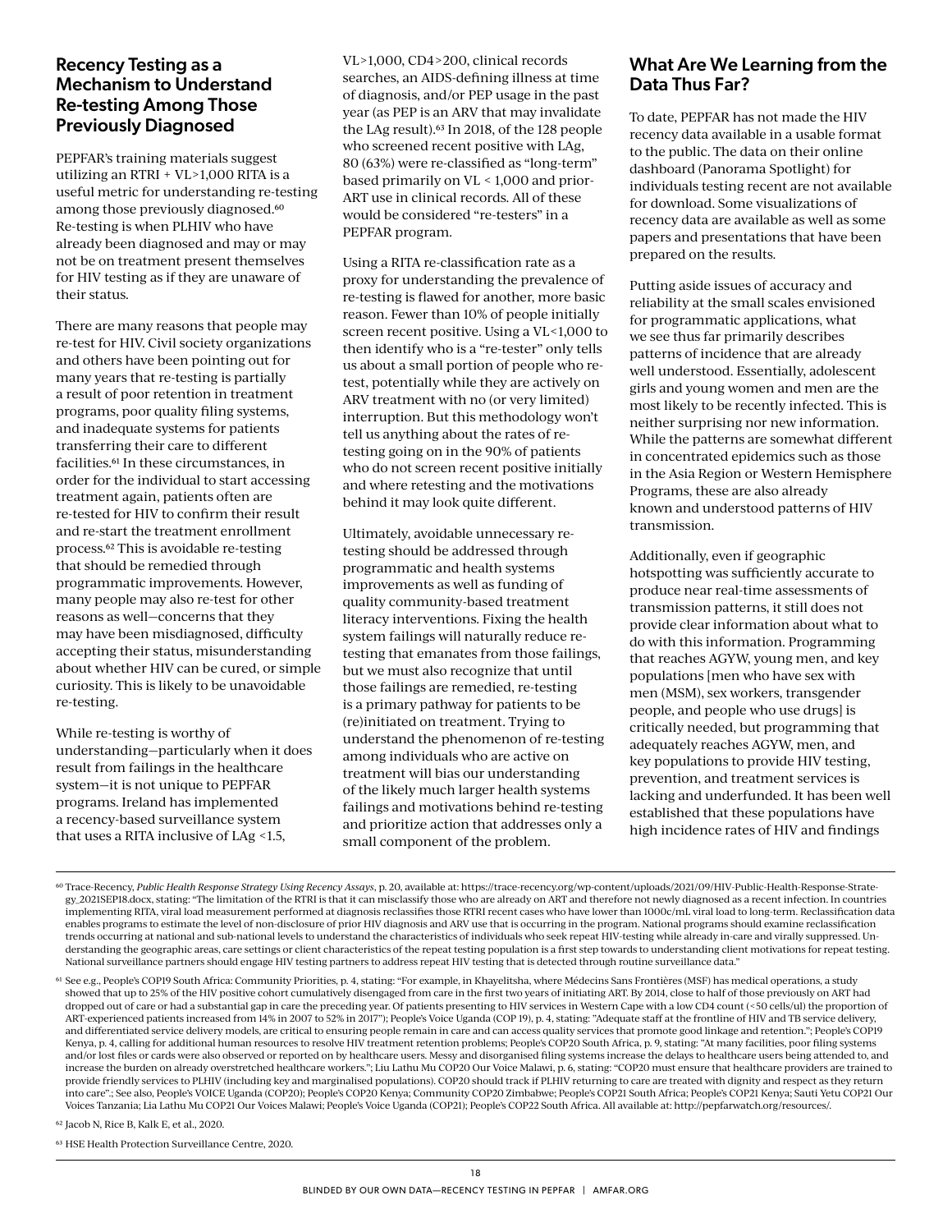## Recency Testing as a Mechanism to Understand Re-testing Among Those Previously Diagnosed

PEPFAR's training materials suggest utilizing an RTRI + VL>1,000 RITA is a useful metric for understanding re-testing among those previously diagnosed.[60] Re-testing is when PLHIV who have already been diagnosed and may or may not be on treatment present themselves for HIV testing as if they are unaware of their status.

There are many reasons that people may re-test for HIV. Civil society organizations and others have been pointing out for many years that re-testing is partially a result of poor retention in treatment programs, poor quality filing systems, and inadequate systems for patients transferring their care to different facilities.[61] In these circumstances, in order for the individual to start accessing treatment again, patients often are re-tested for HIV to confirm their result and re-start the treatment enrollment process.[62] This is avoidable re-testing that should be remedied through programmatic improvements. However, many people may also re-test for other reasons as well—concerns that they may have been misdiagnosed, difficulty accepting their status, misunderstanding about whether HIV can be cured, or simple curiosity. This is likely to be unavoidable re-testing.

While re-testing is worthy of understanding—particularly when it does result from failings in the healthcare system—it is not unique to PEPFAR programs. Ireland has implemented a recency-based surveillance system that uses a RITA inclusive of LAg <1.5, VL>1,000, CD4>200, clinical records searches, an AIDS-defining illness at time of diagnosis, and/or PEP usage in the past year (as PEP is an ARV that may invalidate the LAg result).[63] In 2018, of the 128 people who screened recent positive with LAg, 80 (63%) were re-classified as "long-term" based primarily on VL < 1,000 and prior-ART use in clinical records. All of these would be considered "re-testers" in a PEPFAR program.

Using a RITA re-classification rate as a proxy for understanding the prevalence of re-testing is flawed for another, more basic reason. Fewer than 10% of people initially screen recent positive. Using a VL<1,000 to then identify who is a "re-tester" only tells us about a small portion of people who re-test, potentially while they are actively on ARV treatment with no (or very limited) interruption. But this methodology won't tell us anything about the rates of re-testing going on in the 90% of patients who do not screen recent positive initially and where retesting and the motivations behind it may look quite different.

Ultimately, avoidable unnecessary re-testing should be addressed through programmatic and health systems improvements as well as funding of quality community-based treatment literacy interventions. Fixing the health system failings will naturally reduce re-testing that emanates from those failings, but we must also recognize that until those failings are remedied, re-testing is a primary pathway for patients to be (re)initiated on treatment. Trying to understand the phenomenon of re-testing among individuals who are active on treatment will bias our understanding of the likely much larger health systems failings and motivations behind re-testing and prioritize action that addresses only a small component of the problem.

## What Are We Learning from the Data Thus Far?

To date, PEPFAR has not made the HIV recency data available in a usable format to the public. The data on their online dashboard (Panorama Spotlight) for individuals testing recent are not available for download. Some visualizations of recency data are available as well as some papers and presentations that have been prepared on the results.

Putting aside issues of accuracy and reliability at the small scales envisioned for programmatic applications, what we see thus far primarily describes patterns of incidence that are already well understood. Essentially, adolescent girls and young women and men are the most likely to be recently infected. This is neither surprising nor new information. While the patterns are somewhat different in concentrated epidemics such as those in the Asia Region or Western Hemisphere Programs, these are also already known and understood patterns of HIV transmission.

Additionally, even if geographic hotspotting was sufficiently accurate to produce near real-time assessments of transmission patterns, it still does not provide clear information about what to do with this information. Programming that reaches AGYW, young men, and key populations [men who have sex with men (MSM), sex workers, transgender people, and people who use drugs] is critically needed, but programming that adequately reaches AGYW, men, and key populations to provide HIV testing, prevention, and treatment services is lacking and underfunded. It has been well established that these populations have high incidence rates of HIV and findings

---

[60] Trace-Recency, *Public Health Response Strategy Using Recency Assays*, p. 20, available at: https://trace-recency.org/wp-content/uploads/2021/09/HIV-Public-Health-Response-Strategy_2021SEP18.docx, stating: "The limitation of the RTRI is that it can misclassify those who are already on ART and therefore not newly diagnosed as a recent infection. In countries implementing RITA, viral load measurement performed at diagnosis reclassifies those RTRI recent cases who have lower than 1000c/mL viral load to long-term. Reclassification data enables programs to estimate the level of non-disclosure of prior HIV diagnosis and ARV use that is occurring in the program. National programs should examine reclassification trends occurring at national and sub-national levels to understand the characteristics of individuals who seek repeat HIV-testing while already in-care and virally suppressed. Understanding the geographic areas, care settings or client characteristics of the repeat testing population is a first step towards to understanding client motivations for repeat testing. National surveillance partners should engage HIV testing partners to address repeat HIV testing that is detected through routine surveillance data."

[61] See e.g., People's COP19 South Africa: Community Priorities, p. 4, stating: "For example, in Khayelitsha, where Médecins Sans Frontières (MSF) has medical operations, a study showed that up to 25% of the HIV positive cohort cumulatively disengaged from care in the first two years of initiating ART. By 2014, close to half of those previously on ART had dropped out of care or had a substantial gap in care the preceding year. Of patients presenting to HIV services in Western Cape with a low CD4 count (<50 cells/ul) the proportion of ART-experienced patients increased from 14% in 2007 to 52% in 2017"); People's Voice Uganda (COP 19), p. 4, stating: "Adequate staff at the frontline of HIV and TB service delivery, and differentiated service delivery models, are critical to ensuring people remain in care and can access quality services that promote good linkage and retention."; People's COP19 Kenya, p. 4, calling for additional human resources to resolve HIV treatment retention problems; People's COP20 South Africa, p. 9, stating: "At many facilities, poor filing systems and/or lost files or cards were also observed or reported on by healthcare users. Messy and disorganised filing systems increase the delays to healthcare users being attended to, and increase the burden on already overstretched healthcare workers."; Liu Lathu Mu COP20 Our Voice Malawi, p. 6, stating: "COP20 must ensure that healthcare providers are trained to provide friendly services to PLHIV (including key and marginalised populations). COP20 should track if PLHIV returning to care are treated with dignity and respect as they return into care".; See also, People's VOICE Uganda (COP20); People's COP20 Kenya; Community COP20 Zimbabwe; People's COP21 South Africa; People's COP21 Kenya; Sauti Yetu COP21 Our Voices Tanzania; Lia Lathu Mu COP21 Our Voices Malawi; People's Voice Uganda (COP21); People's COP22 South Africa. All available at: http://pepfarwatch.org/resources/.

[62] Jacob N, Rice B, Kalk E, et al., 2020.

[63] HSE Health Protection Surveillance Centre, 2020.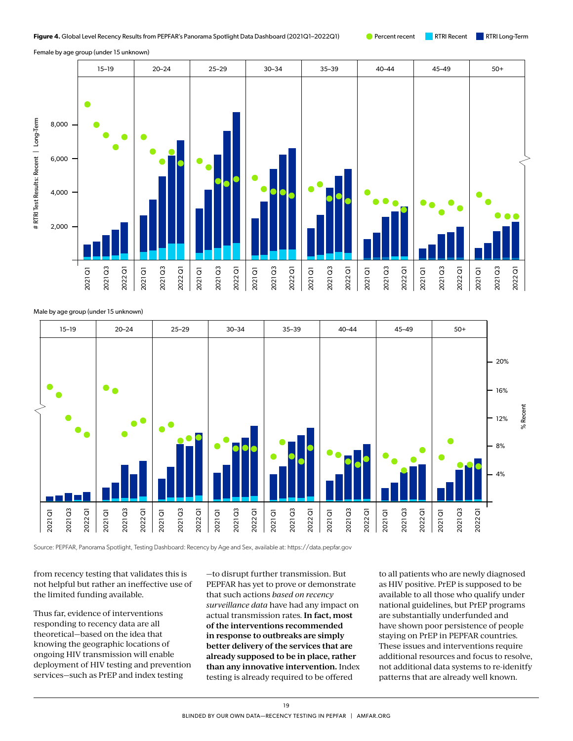**Figure 4.** Global Level Recency Results from PEPFAR's Panorama Spotlight Data Dashboard (2021Q1–2022Q1)

Percent recent | RTRI Recent | RTRI Long-Term

Female by age group (under 15 unknown)

Male by age group (under 15 unknown)

Source: PEPFAR, Panorama Spotlight, Testing Dashboard: Recency by Age and Sex, available at: https://data.pepfar.gov

from recency testing that validates this is not helpful but rather an ineffective use of the limited funding available.

Thus far, evidence of interventions responding to recency data are all theoretical—based on the idea that knowing the geographic locations of ongoing HIV transmission will enable deployment of HIV testing and prevention services—such as PrEP and index testing—to disrupt further transmission. But PEPFAR has yet to prove or demonstrate that such actions *based on recency surveillance data* have had any impact on actual transmission rates. **In fact, most of the interventions recommended in response to outbreaks are simply better delivery of the services that are already supposed to be in place, rather than any innovative intervention.** Index testing is already required to be offered to all patients who are newly diagnosed as HIV positive. PrEP is supposed to be available to all those who qualify under national guidelines, but PrEP programs are substantially underfunded and have shown poor persistence of people staying on PrEP in PEPFAR countries. These issues and interventions require additional resources and focus to resolve, not additional data systems to re-idenitfy patterns that are already well known.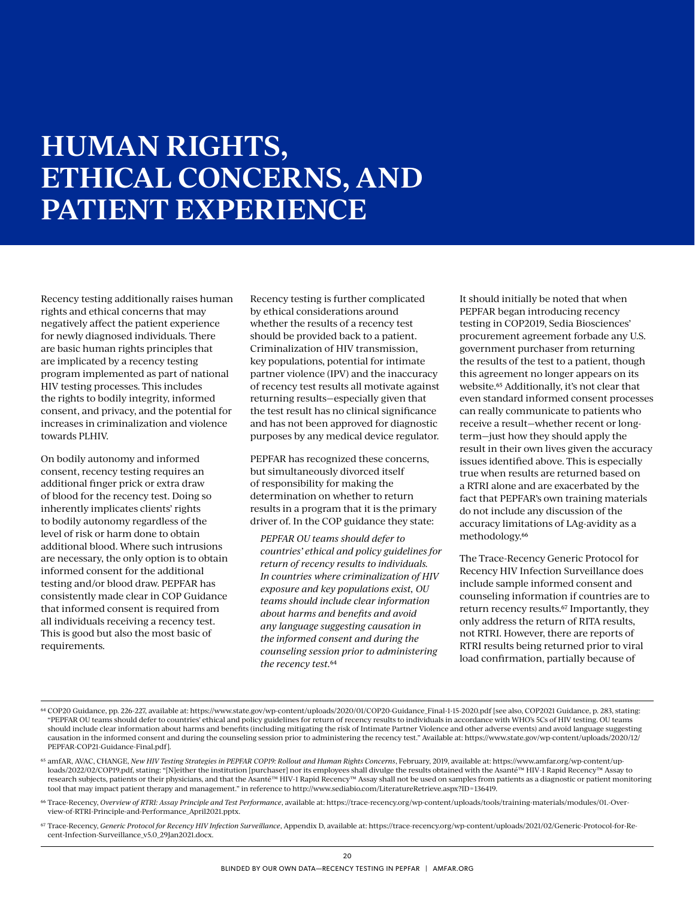# HUMAN RIGHTS, ETHICAL CONCERNS, AND PATIENT EXPERIENCE

Recency testing additionally raises human rights and ethical concerns that may negatively affect the patient experience for newly diagnosed individuals. There are basic human rights principles that are implicated by a recency testing program implemented as part of national HIV testing processes. This includes the rights to bodily integrity, informed consent, and privacy, and the potential for increases in criminalization and violence towards PLHIV.

On bodily autonomy and informed consent, recency testing requires an additional finger prick or extra draw of blood for the recency test. Doing so inherently implicates clients' rights to bodily autonomy regardless of the level of risk or harm done to obtain additional blood. Where such intrusions are necessary, the only option is to obtain informed consent for the additional testing and/or blood draw. PEPFAR has consistently made clear in COP Guidance that informed consent is required from all individuals receiving a recency test. This is good but also the most basic of requirements.

Recency testing is further complicated by ethical considerations around whether the results of a recency test should be provided back to a patient. Criminalization of HIV transmission, key populations, potential for intimate partner violence (IPV) and the inaccuracy of recency test results all motivate against returning results—especially given that the test result has no clinical significance and has not been approved for diagnostic purposes by any medical device regulator.

PEPFAR has recognized these concerns, but simultaneously divorced itself of responsibility for making the determination on whether to return results in a program that it is the primary driver of. In the COP guidance they state:

> *PEPFAR OU teams should defer to countries' ethical and policy guidelines for return of recency results to individuals. In countries where criminalization of HIV exposure and key populations exist, OU teams should include clear information about harms and benefits and avoid any language suggesting causation in the informed consent and during the counseling session prior to administering the recency test.*[64]

It should initially be noted that when PEPFAR began introducing recency testing in COP2019, Sedia Biosciences' procurement agreement forbade any U.S. government purchaser from returning the results of the test to a patient, though this agreement no longer appears on its website.[65] Additionally, it's not clear that even standard informed consent processes can really communicate to patients who receive a result—whether recent or long-term—just how they should apply the result in their own lives given the accuracy issues identified above. This is especially true when results are returned based on a RTRI alone and are exacerbated by the fact that PEPFAR's own training materials do not include any discussion of the accuracy limitations of LAg-avidity as a methodology.[66]

The Trace-Recency Generic Protocol for Recency HIV Infection Surveillance does include sample informed consent and counseling information if countries are to return recency results.[67] Importantly, they only address the return of RITA results, not RTRI. However, there are reports of RTRI results being returned prior to viral load confirmation, partially because of

---

[64] COP20 Guidance, pp. 226-227, available at: https://www.state.gov/wp-content/uploads/2020/01/COP20-Guidance_Final-1-15-2020.pdf [see also, COP2021 Guidance, p. 283, stating: "PEPFAR OU teams should defer to countries' ethical and policy guidelines for return of recency results to individuals in accordance with WHO's 5Cs of HIV testing. OU teams should include clear information about harms and benefits (including mitigating the risk of Intimate Partner Violence and other adverse events) and avoid language suggesting causation in the informed consent and during the counseling session prior to administering the recency test." Available at: https://www.state.gov/wp-content/uploads/2020/12/PEPFAR-COP21-Guidance-Final.pdf].

[65] amfAR, AVAC, CHANGE, *New HIV Testing Strategies in PEPFAR COP19: Rollout and Human Rights Concerns*, February, 2019, available at: https://www.amfar.org/wp-content/uploads/2022/02/COP19.pdf, stating: "[N]either the institution [purchaser] nor its employees shall divulge the results obtained with the Asanté™ HIV-1 Rapid Recency™ Assay to research subjects, patients or their physicians, and that the Asanté™ HIV-1 Rapid Recency™ Assay shall not be used on samples from patients as a diagnostic or patient monitoring tool that may impact patient therapy and management." in reference to http://www.sediabio.com/LiteratureRetrieve.aspx?ID=136419.

[66] Trace-Recency, *Overview of RTRI: Assay Principle and Test Performance*, available at: https://trace-recency.org/wp-content/uploads/tools/training-materials/modules/01.-Overview-of-RTRI-Principle-and-Performance_April2021.pptx.

[67] Trace-Recency, *Generic Protocol for Recency HIV Infection Surveillance*, Appendix D, available at: https://trace-recency.org/wp-content/uploads/2021/02/Generic-Protocol-for-Recent-Infection-Surveillance_v5.0_29Jan2021.docx.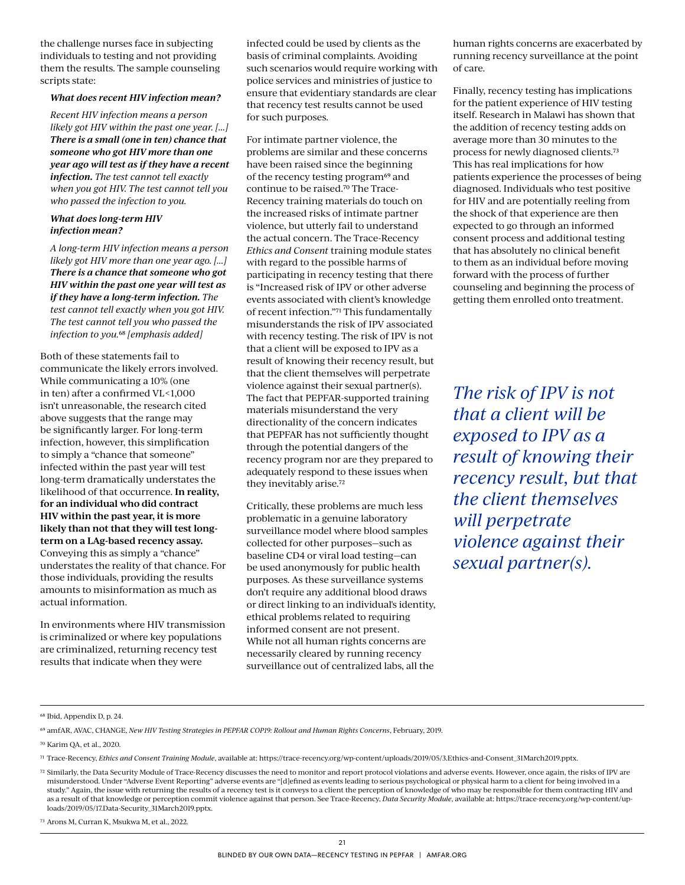the challenge nurses face in subjecting individuals to testing and not providing them the results. The sample counseling scripts state:

> ***What does recent HIV infection mean?***
>
> *Recent HIV infection means a person likely got HIV within the past one year. [...] **There is a small (one in ten) chance that someone who got HIV more than one year ago will test as if they have a recent infection.** The test cannot tell exactly when you got HIV. The test cannot tell you who passed the infection to you.*
>
> ***What does long-term HIV infection mean?***
>
> *A long-term HIV infection means a person likely got HIV more than one year ago. [...] **There is a chance that someone who got HIV within the past one year will test as if they have a long-term infection.** The test cannot tell exactly when you got HIV. The test cannot tell you who passed the infection to you.*[68] *[emphasis added]*

Both of these statements fail to communicate the likely errors involved. While communicating a 10% (one in ten) after a confirmed VL<1,000 isn't unreasonable, the research cited above suggests that the range may be significantly larger. For long-term infection, however, this simplification to simply a "chance that someone" infected within the past year will test long-term dramatically understates the likelihood of that occurrence. **In reality, for an individual who did contract HIV within the past year, it is more likely than not that they will test long-term on a LAg-based recency assay.** Conveying this as simply a "chance" understates the reality of that chance. For those individuals, providing the results amounts to misinformation as much as actual information.

In environments where HIV transmission is criminalized or where key populations are criminalized, returning recency test results that indicate when they were infected could be used by clients as the basis of criminal complaints. Avoiding such scenarios would require working with police services and ministries of justice to ensure that evidentiary standards are clear that recency test results cannot be used for such purposes.

For intimate partner violence, the problems are similar and these concerns have been raised since the beginning of the recency testing program[69] and continue to be raised.[70] The Trace-Recency training materials do touch on the increased risks of intimate partner violence, but utterly fail to understand the actual concern. The Trace-Recency *Ethics and Consent* training module states with regard to the possible harms of participating in recency testing that there is "Increased risk of IPV or other adverse events associated with client's knowledge of recent infection."[71] This fundamentally misunderstands the risk of IPV associated with recency testing. The risk of IPV is not that a client will be exposed to IPV as a result of knowing their recency result, but that the client themselves will perpetrate violence against their sexual partner(s). The fact that PEPFAR-supported training materials misunderstand the very directionality of the concern indicates that PEPFAR has not sufficiently thought through the potential dangers of the recency program nor are they prepared to adequately respond to these issues when they inevitably arise.[72]

Critically, these problems are much less problematic in a genuine laboratory surveillance model where blood samples collected for other purposes—such as baseline CD4 or viral load testing—can be used anonymously for public health purposes. As these surveillance systems don't require any additional blood draws or direct linking to an individual's identity, ethical problems related to requiring informed consent are not present. While not all human rights concerns are necessarily cleared by running recency surveillance out of centralized labs, all the human rights concerns are exacerbated by running recency surveillance at the point of care.

Finally, recency testing has implications for the patient experience of HIV testing itself. Research in Malawi has shown that the addition of recency testing adds on average more than 30 minutes to the process for newly diagnosed clients.[73] This has real implications for how patients experience the processes of being diagnosed. Individuals who test positive for HIV and are potentially reeling from the shock of that experience are then expected to go through an informed consent process and additional testing that has absolutely no clinical benefit to them as an individual before moving forward with the process of further counseling and beginning the process of getting them enrolled onto treatment.

*The risk of IPV is not that a client will be exposed to IPV as a result of knowing their recency result, but that the client themselves will perpetrate violence against their sexual partner(s).*

---

[68] Ibid, Appendix D, p. 24.

[69] amfAR, AVAC, CHANGE, *New HIV Testing Strategies in PEPFAR COP19: Rollout and Human Rights Concerns*, February, 2019.

[70] Karim QA, et al., 2020.

[71] Trace-Recency, *Ethics and Consent Training Module*, available at: https://trace-recency.org/wp-content/uploads/2019/05/3.Ethics-and-Consent_31March2019.pptx.

[72] Similarly, the Data Security Module of Trace-Recency discusses the need to monitor and report protocol violations and adverse events. However, once again, the risks of IPV are misunderstood. Under "Adverse Event Reporting" adverse events are "[d]efined as events leading to serious psychological or physical harm to a client for being involved in a study." Again, the issue with returning the results of a recency test is it conveys to a client the perception of knowledge of who may be responsible for them contracting HIV and as a result of that knowledge or perception commit violence against that person. See Trace-Recency, *Data Security Module*, available at: https://trace-recency.org/wp-content/uploads/2019/05/17.Data-Security_31March2019.pptx.

[73] Arons M, Curran K, Msukwa M, et al., 2022.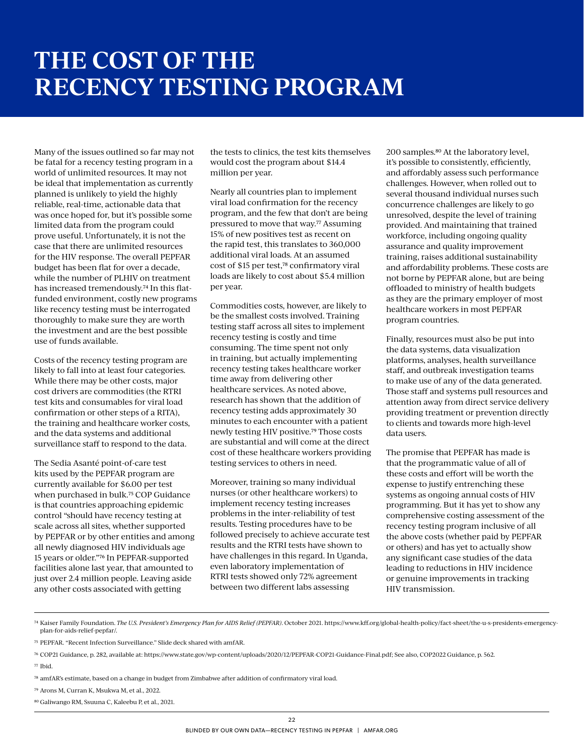# THE COST OF THE RECENCY TESTING PROGRAM

Many of the issues outlined so far may not be fatal for a recency testing program in a world of unlimited resources. It may not be ideal that implementation as currently planned is unlikely to yield the highly reliable, real-time, actionable data that was once hoped for, but it's possible some limited data from the program could prove useful. Unfortunately, it is not the case that there are unlimited resources for the HIV response. The overall PEPFAR budget has been flat for over a decade, while the number of PLHIV on treatment has increased tremendously.[74] In this flat-funded environment, costly new programs like recency testing must be interrogated thoroughly to make sure they are worth the investment and are the best possible use of funds available.

Costs of the recency testing program are likely to fall into at least four categories. While there may be other costs, major cost drivers are commodities (the RTRI test kits and consumables for viral load confirmation or other steps of a RITA), the training and healthcare worker costs, and the data systems and additional surveillance staff to respond to the data.

The Sedia Asanté point-of-care test kits used by the PEPFAR program are currently available for $6.00 per test when purchased in bulk.[75] COP Guidance is that countries approaching epidemic control "should have recency testing at scale across all sites, whether supported by PEPFAR or by other entities and among all newly diagnosed HIV individuals age 15 years or older."[76] In PEPFAR-supported facilities alone last year, that amounted to just over 2.4 million people. Leaving aside any other costs associated with getting the tests to clinics, the test kits themselves would cost the program about $14.4 million per year.

Nearly all countries plan to implement viral load confirmation for the recency program, and the few that don't are being pressured to move that way.[77] Assuming 15% of new positives test as recent on the rapid test, this translates to 360,000 additional viral loads. At an assumed cost of $15 per test,[78] confirmatory viral loads are likely to cost about $5.4 million per year.

Commodities costs, however, are likely to be the smallest costs involved. Training testing staff across all sites to implement recency testing is costly and time consuming. The time spent not only in training, but actually implementing recency testing takes healthcare worker time away from delivering other healthcare services. As noted above, research has shown that the addition of recency testing adds approximately 30 minutes to each encounter with a patient newly testing HIV positive.[79] Those costs are substantial and will come at the direct cost of these healthcare workers providing testing services to others in need.

Moreover, training so many individual nurses (or other healthcare workers) to implement recency testing increases problems in the inter-reliability of test results. Testing procedures have to be followed precisely to achieve accurate test results and the RTRI tests have shown to have challenges in this regard. In Uganda, even laboratory implementation of RTRI tests showed only 72% agreement between two different labs assessing 200 samples.[80] At the laboratory level, it's possible to consistently, efficiently, and affordably assess such performance challenges. However, when rolled out to several thousand individual nurses such concurrence challenges are likely to go unresolved, despite the level of training provided. And maintaining that trained workforce, including ongoing quality assurance and quality improvement training, raises additional sustainability and affordability problems. These costs are not borne by PEPFAR alone, but are being offloaded to ministry of health budgets as they are the primary employer of most healthcare workers in most PEPFAR program countries.

Finally, resources must also be put into the data systems, data visualization platforms, analyses, health surveillance staff, and outbreak investigation teams to make use of any of the data generated. Those staff and systems pull resources and attention away from direct service delivery providing treatment or prevention directly to clients and towards more high-level data users.

The promise that PEPFAR has made is that the programmatic value of all of these costs and effort will be worth the expense to justify entrenching these systems as ongoing annual costs of HIV programming. But it has yet to show any comprehensive costing assessment of the recency testing program inclusive of all the above costs (whether paid by PEPFAR or others) and has yet to actually show any significant case studies of the data leading to reductions in HIV incidence or genuine improvements in tracking HIV transmission.

---

[74] Kaiser Family Foundation. *The U.S. President's Emergency Plan for AIDS Relief (PEPFAR)*. October 2021. https://www.kff.org/global-health-policy/fact-sheet/the-u-s-presidents-emergency-plan-for-aids-relief-pepfar/.

[75] PEPFAR. "Recent Infection Surveillance." Slide deck shared with amfAR.

[76] COP21 Guidance, p. 282, available at: https://www.state.gov/wp-content/uploads/2020/12/PEPFAR-COP21-Guidance-Final.pdf; See also, COP2022 Guidance, p. 562.

[77] Ibid.

[78] amfAR's estimate, based on a change in budget from Zimbabwe after addition of confirmatory viral load.

[79] Arons M, Curran K, Msukwa M, et al., 2022.

[80] Galiwango RM, Ssuuna C, Kaleebu P, et al., 2021.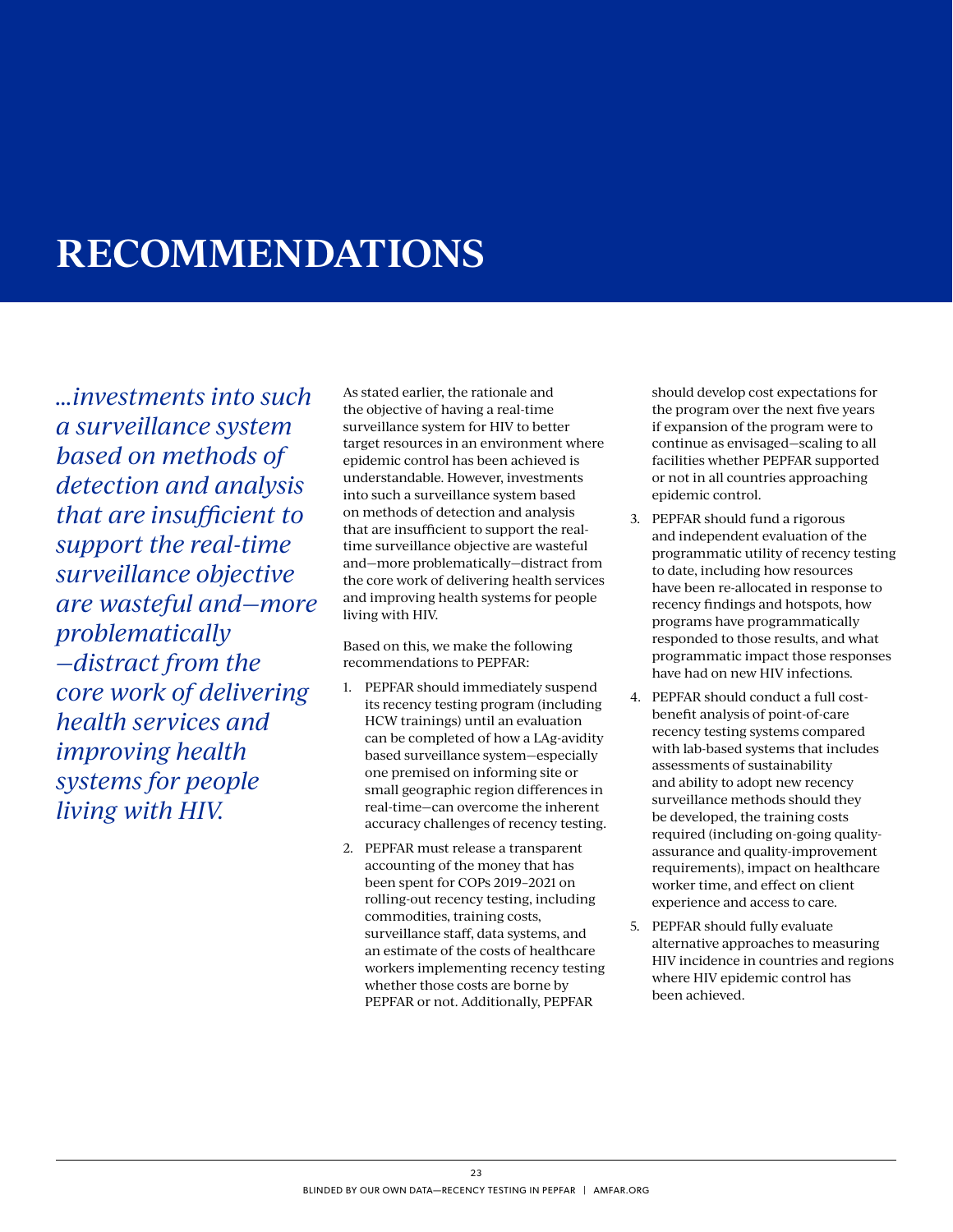# RECOMMENDATIONS

*...investments into such a surveillance system based on methods of detection and analysis that are insufficient to support the real-time surveillance objective are wasteful and—more problematically —distract from the core work of delivering health services and improving health systems for people living with HIV.*

As stated earlier, the rationale and the objective of having a real-time surveillance system for HIV to better target resources in an environment where epidemic control has been achieved is understandable. However, investments into such a surveillance system based on methods of detection and analysis that are insufficient to support the real-time surveillance objective are wasteful and—more problematically—distract from the core work of delivering health services and improving health systems for people living with HIV.

Based on this, we make the following recommendations to PEPFAR:

1. PEPFAR should immediately suspend its recency testing program (including HCW trainings) until an evaluation can be completed of how a LAg-avidity based surveillance system—especially one premised on informing site or small geographic region differences in real-time—can overcome the inherent accuracy challenges of recency testing.
2. PEPFAR must release a transparent accounting of the money that has been spent for COPs 2019–2021 on rolling-out recency testing, including commodities, training costs, surveillance staff, data systems, and an estimate of the costs of healthcare workers implementing recency testing whether those costs are borne by PEPFAR or not. Additionally, PEPFAR should develop cost expectations for the program over the next five years if expansion of the program were to continue as envisaged—scaling to all facilities whether PEPFAR supported or not in all countries approaching epidemic control.
3. PEPFAR should fund a rigorous and independent evaluation of the programmatic utility of recency testing to date, including how resources have been re-allocated in response to recency findings and hotspots, how programs have programmatically responded to those results, and what programmatic impact those responses have had on new HIV infections.
4. PEPFAR should conduct a full cost-benefit analysis of point-of-care recency testing systems compared with lab-based systems that includes assessments of sustainability and ability to adopt new recency surveillance methods should they be developed, the training costs required (including on-going quality-assurance and quality-improvement requirements), impact on healthcare worker time, and effect on client experience and access to care.
5. PEPFAR should fully evaluate alternative approaches to measuring HIV incidence in countries and regions where HIV epidemic control has been achieved.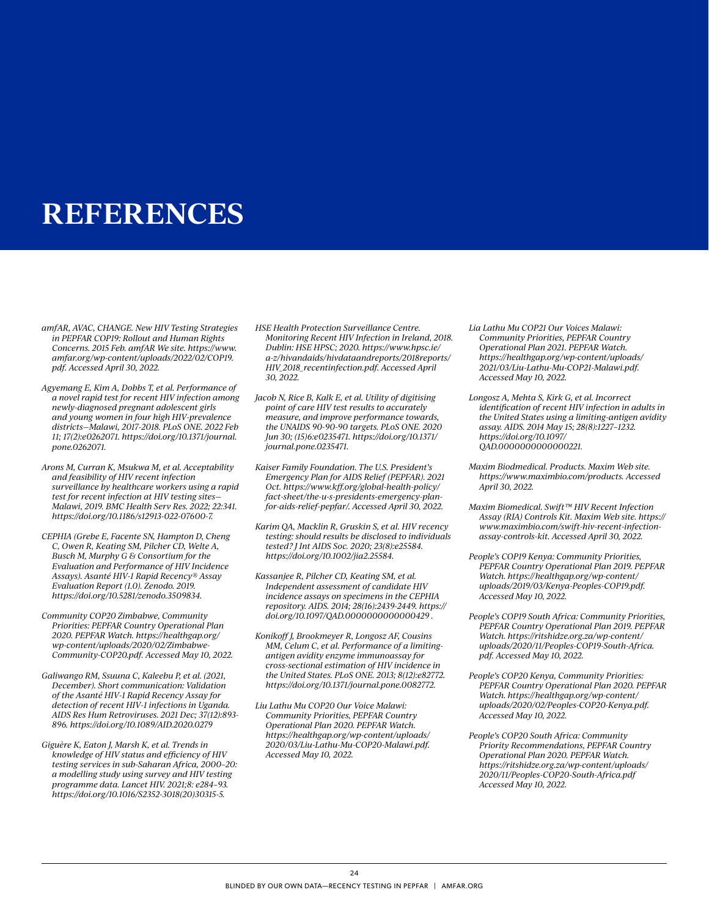# REFERENCES

*amfAR, AVAC, CHANGE. New HIV Testing Strategies in PEPFAR COP19: Rollout and Human Rights Concerns. 2015 Feb. amfAR We site. https://www.amfar.org/wp-content/uploads/2022/02/COP19.pdf. Accessed April 30, 2022.*

*Agyemang E, Kim A, Dobbs T, et al. Performance of a novel rapid test for recent HIV infection among newly-diagnosed pregnant adolescent girls and young women in four high HIV-prevalence districts—Malawi, 2017-2018. PLoS ONE. 2022 Feb 11; 17(2):e0262071. https://doi.org/10.1371/journal.pone.0262071.*

*Arons M, Curran K, Msukwa M, et al. Acceptability and feasibility of HIV recent infection surveillance by healthcare workers using a rapid test for recent infection at HIV testing sites—Malawi, 2019. BMC Health Serv Res. 2022; 22:341. https://doi.org/10.1186/s12913-022-07600-7.*

*CEPHIA (Grebe E, Facente SN, Hampton D, Cheng C, Owen R, Keating SM, Pilcher CD, Welte A, Busch M, Murphy G & Consortium for the Evaluation and Performance of HIV Incidence Assays). Asanté HIV-1 Rapid Recency® Assay Evaluation Report (1.0). Zenodo. 2019. https://doi.org/10.5281/zenodo.3509834.*

*Community COP20 Zimbabwe, Community Priorities: PEPFAR Country Operational Plan 2020. PEPFAR Watch. https://healthgap.org/wp-content/uploads/2020/02/Zimbabwe-Community-COP20.pdf. Accessed May 10, 2022.*

*Galiwango RM, Ssuuna C, Kaleebu P, et al. (2021, December). Short communication: Validation of the Asanté HIV-1 Rapid Recency Assay for detection of recent HIV-1 infections in Uganda. AIDS Res Hum Retroviruses. 2021 Dec; 37(12):893-896. https://doi.org/10.1089/AID.2020.0279*

*Giguère K, Eaton J, Marsh K, et al. Trends in knowledge of HIV status and efficiency of HIV testing services in sub-Saharan Africa, 2000–20: a modelling study using survey and HIV testing programme data. Lancet HIV. 2021;8: e284–93. https://doi.org/10.1016/S2352-3018(20)30315-5.*

*HSE Health Protection Surveillance Centre. Monitoring Recent HIV Infection in Ireland, 2018. Dublin: HSE HPSC; 2020. https://www.hpsc.ie/a-z/hivandaids/hivdataandreports/2018reports/HIV_2018_recentinfection.pdf. Accessed April 30, 2022.*

*Jacob N, Rice B, Kalk E, et al. Utility of digitising point of care HIV test results to accurately measure, and improve performance towards, the UNAIDS 90-90-90 targets. PLoS ONE. 2020 Jun 30; (15)6:e0235471. https://doi.org/10.1371/journal.pone.0235471.*

*Kaiser Family Foundation. The U.S. President's Emergency Plan for AIDS Relief (PEPFAR). 2021 Oct. https://www.kff.org/global-health-policy/fact-sheet/the-u-s-presidents-emergency-plan-for-aids-relief-pepfar/. Accessed April 30, 2022.*

*Karim QA, Macklin R, Gruskin S, et al. HIV recency testing: should results be disclosed to individuals tested? J Int AIDS Soc. 2020; 23(8):e25584. https://doi.org/10.1002/jia2.25584.*

*Kassanjee R, Pilcher CD, Keating SM, et al. Independent assessment of candidate HIV incidence assays on specimens in the CEPHIA repository. AIDS. 2014; 28(16):2439-2449. https://doi.org/10.1097/QAD.0000000000000429 .*

*Konikoff J, Brookmeyer R, Longosz AF, Cousins MM, Celum C, et al. Performance of a limiting-antigen avidity enzyme immunoassay for cross-sectional estimation of HIV incidence in the United States. PLoS ONE. 2013; 8(12):e82772. https://doi.org/10.1371/journal.pone.0082772.*

*Liu Lathu Mu COP20 Our Voice Malawi: Community Priorities, PEPFAR Country Operational Plan 2020. PEPFAR Watch. https://healthgap.org/wp-content/uploads/2020/03/Liu-Lathu-Mu-COP20-Malawi.pdf. Accessed May 10, 2022.*

*Lia Lathu Mu COP21 Our Voices Malawi: Community Priorities, PEPFAR Country Operational Plan 2021. PEPFAR Watch. https://healthgap.org/wp-content/uploads/2021/03/Liu-Lathu-Mu-COP21-Malawi.pdf. Accessed May 10, 2022.*

*Longosz A, Mehta S, Kirk G, et al. Incorrect identification of recent HIV infection in adults in the United States using a limiting-antigen avidity assay. AIDS. 2014 May 15; 28(8):1227–1232. https://doi.org/10.1097/QAD.0000000000000221.*

*Maxim Biodmedical. Products. Maxim Web site. https://www.maximbio.com/products. Accessed April 30, 2022.*

*Maxim Biomedical. Swift™ HIV Recent Infection Assay (RIA) Controls Kit. Maxim Web site. https://www.maximbio.com/swift-hiv-recent-infection-assay-controls-kit. Accessed April 30, 2022.*

*People's COP19 Kenya: Community Priorities, PEPFAR Country Operational Plan 2019. PEPFAR Watch. https://healthgap.org/wp-content/uploads/2019/03/Kenya-Peoples-COP19.pdf. Accessed May 10, 2022.*

*People's COP19 South Africa: Community Priorities, PEPFAR Country Operational Plan 2019. PEPFAR Watch. https://ritshidze.org.za/wp-content/uploads/2020/11/Peoples-COP19-South-Africa.pdf. Accessed May 10, 2022.*

*People's COP20 Kenya, Community Priorities: PEPFAR Country Operational Plan 2020. PEPFAR Watch. https://healthgap.org/wp-content/uploads/2020/02/Peoples-COP20-Kenya.pdf. Accessed May 10, 2022.*

*People's COP20 South Africa: Community Priority Recommendations, PEPFAR Country Operational Plan 2020. PEPFAR Watch. https://ritshidze.org.za/wp-content/uploads/2020/11/Peoples-COP20-South-Africa.pdf Accessed May 10, 2022.*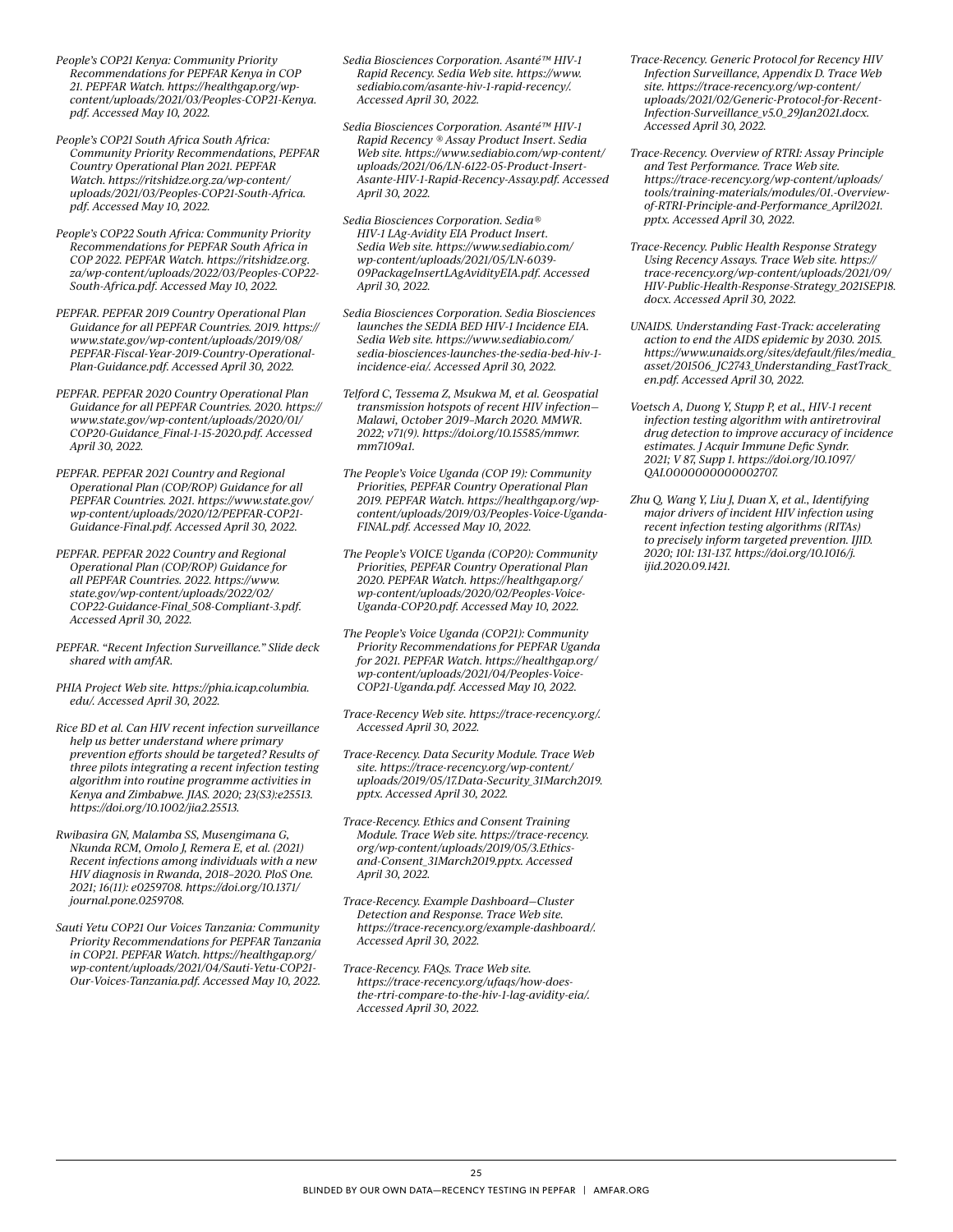*People's COP21 Kenya: Community Priority Recommendations for PEPFAR Kenya in COP 21. PEPFAR Watch. https://healthgap.org/wp-content/uploads/2021/03/Peoples-COP21-Kenya.pdf. Accessed May 10, 2022.*

*People's COP21 South Africa South Africa: Community Priority Recommendations, PEPFAR Country Operational Plan 2021. PEPFAR Watch. https://ritshidze.org.za/wp-content/uploads/2021/03/Peoples-COP21-South-Africa.pdf. Accessed May 10, 2022.*

*People's COP22 South Africa: Community Priority Recommendations for PEPFAR South Africa in COP 2022. PEPFAR Watch. https://ritshidze.org.za/wp-content/uploads/2022/03/Peoples-COP22-South-Africa.pdf. Accessed May 10, 2022.*

*PEPFAR. PEPFAR 2019 Country Operational Plan Guidance for all PEPFAR Countries. 2019. https://www.state.gov/wp-content/uploads/2019/08/PEPFAR-Fiscal-Year-2019-Country-Operational-Plan-Guidance.pdf. Accessed April 30, 2022.*

*PEPFAR. PEPFAR 2020 Country Operational Plan Guidance for all PEPFAR Countries. 2020. https://www.state.gov/wp-content/uploads/2020/01/COP20-Guidance_Final-1-15-2020.pdf. Accessed April 30, 2022.*

*PEPFAR. PEPFAR 2021 Country and Regional Operational Plan (COP/ROP) Guidance for all PEPFAR Countries. 2021. https://www.state.gov/wp-content/uploads/2020/12/PEPFAR-COP21-Guidance-Final.pdf. Accessed April 30, 2022.*

*PEPFAR. PEPFAR 2022 Country and Regional Operational Plan (COP/ROP) Guidance for all PEPFAR Countries. 2022. https://www.state.gov/wp-content/uploads/2022/02/COP22-Guidance-Final_508-Compliant-3.pdf. Accessed April 30, 2022.*

*PEPFAR. "Recent Infection Surveillance." Slide deck shared with amfAR.*

*PHIA Project Web site. https://phia.icap.columbia.edu/. Accessed April 30, 2022.*

*Rice BD et al. Can HIV recent infection surveillance help us better understand where primary prevention efforts should be targeted? Results of three pilots integrating a recent infection testing algorithm into routine programme activities in Kenya and Zimbabwe. JIAS. 2020; 23(S3):e25513. https://doi.org/10.1002/jia2.25513.*

*Rwibasira GN, Malamba SS, Musengimana G, Nkunda RCM, Omolo J, Remera E, et al. (2021) Recent infections among individuals with a new HIV diagnosis in Rwanda, 2018–2020. PloS One. 2021; 16(11): e0259708. https://doi.org/10.1371/journal.pone.0259708.*

*Sauti Yetu COP21 Our Voices Tanzania: Community Priority Recommendations for PEPFAR Tanzania in COP21. PEPFAR Watch. https://healthgap.org/wp-content/uploads/2021/04/Sauti-Yetu-COP21-Our-Voices-Tanzania.pdf. Accessed May 10, 2022.*

*Sedia Biosciences Corporation. Asanté™ HIV-1 Rapid Recency. Sedia Web site. https://www.sediabio.com/asante-hiv-1-rapid-recency/. Accessed April 30, 2022.*

*Sedia Biosciences Corporation. Asanté™ HIV-1 Rapid Recency ® Assay Product Insert. Sedia Web site. https://www.sediabio.com/wp-content/uploads/2021/06/LN-6122-05-Product-Insert-Asante-HIV-1-Rapid-Recency-Assay.pdf. Accessed April 30, 2022.*

*Sedia Biosciences Corporation. Sedia® HIV-1 LAg-Avidity EIA Product Insert. Sedia Web site. https://www.sediabio.com/wp-content/uploads/2021/05/LN-6039-09PackageInsertLAgAvidityEIA.pdf. Accessed April 30, 2022.*

*Sedia Biosciences Corporation. Sedia Biosciences launches the SEDIA BED HIV-1 Incidence EIA. Sedia Web site. https://www.sediabio.com/sedia-biosciences-launches-the-sedia-bed-hiv-1-incidence-eia/. Accessed April 30, 2022.*

*Telford C, Tessema Z, Msukwa M, et al. Geospatial transmission hotspots of recent HIV infection—Malawi, October 2019–March 2020. MMWR. 2022; v71(9). https://doi.org/10.15585/mmwr.mm7109a1.*

*The People's Voice Uganda (COP 19): Community Priorities, PEPFAR Country Operational Plan 2019. PEPFAR Watch. https://healthgap.org/wp-content/uploads/2019/03/Peoples-Voice-Uganda-FINAL.pdf. Accessed May 10, 2022.*

*The People's VOICE Uganda (COP20): Community Priorities, PEPFAR Country Operational Plan 2020. PEPFAR Watch. https://healthgap.org/wp-content/uploads/2020/02/Peoples-Voice-Uganda-COP20.pdf. Accessed May 10, 2022.*

*The People's Voice Uganda (COP21): Community Priority Recommendations for PEPFAR Uganda for 2021. PEPFAR Watch. https://healthgap.org/wp-content/uploads/2021/04/Peoples-Voice-COP21-Uganda.pdf. Accessed May 10, 2022.*

*Trace-Recency Web site. https://trace-recency.org/. Accessed April 30, 2022.*

*Trace-Recency. Data Security Module. Trace Web site. https://trace-recency.org/wp-content/uploads/2019/05/17.Data-Security_31March2019.pptx. Accessed April 30, 2022.*

*Trace-Recency. Ethics and Consent Training Module. Trace Web site. https://trace-recency.org/wp-content/uploads/2019/05/3.Ethics-and-Consent_31March2019.pptx. Accessed April 30, 2022.*

*Trace-Recency. Example Dashboard—Cluster Detection and Response. Trace Web site. https://trace-recency.org/example-dashboard/. Accessed April 30, 2022.*

*Trace-Recency. FAQs. Trace Web site. https://trace-recency.org/ufaqs/how-does-the-rtri-compare-to-the-hiv-1-lag-avidity-eia/. Accessed April 30, 2022.*

*Trace-Recency. Generic Protocol for Recency HIV Infection Surveillance, Appendix D. Trace Web site. https://trace-recency.org/wp-content/uploads/2021/02/Generic-Protocol-for-Recent-Infection-Surveillance_v5.0_29Jan2021.docx. Accessed April 30, 2022.*

*Trace-Recency. Overview of RTRI: Assay Principle and Test Performance. Trace Web site. https://trace-recency.org/wp-content/uploads/tools/training-materials/modules/01.-Overview-of-RTRI-Principle-and-Performance_April2021.pptx. Accessed April 30, 2022.*

*Trace-Recency. Public Health Response Strategy Using Recency Assays. Trace Web site. https://trace-recency.org/wp-content/uploads/2021/09/HIV-Public-Health-Response-Strategy_2021SEP18.docx. Accessed April 30, 2022.*

*UNAIDS. Understanding Fast-Track: accelerating action to end the AIDS epidemic by 2030. 2015. https://www.unaids.org/sites/default/files/media_asset/201506_JC2743_Understanding_FastTrack_en.pdf. Accessed April 30, 2022.*

*Voetsch A, Duong Y, Stupp P, et al., HIV-1 recent infection testing algorithm with antiretroviral drug detection to improve accuracy of incidence estimates. J Acquir Immune Defic Syndr. 2021; V 87, Supp 1. https://doi.org/10.1097/QAI.0000000000002707.*

*Zhu Q, Wang Y, Liu J, Duan X, et al., Identifying major drivers of incident HIV infection using recent infection testing algorithms (RITAs) to precisely inform targeted prevention. IJID. 2020; 101: 131-137. https://doi.org/10.1016/j.ijid.2020.09.1421.*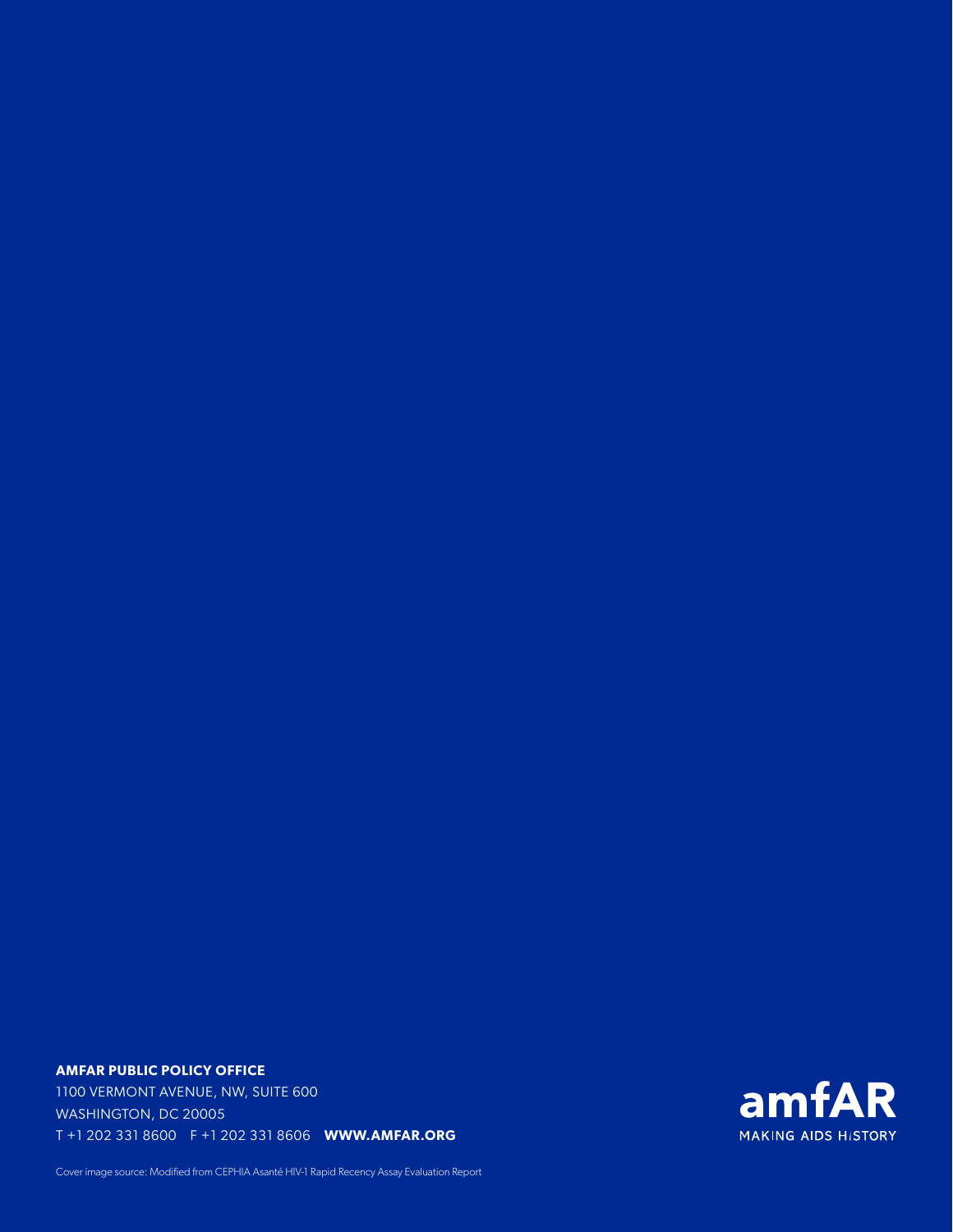**AMFAR PUBLIC POLICY OFFICE**

1100 VERMONT AVENUE, NW, SUITE 600

WASHINGTON, DC 20005

T +1 202 331 8600  F +1 202 331 8606  **WWW.AMFAR.ORG**

amfAR

MAKING AIDS HISTORY

Cover image source: Modified from CEPHIA Asanté HIV-1 Rapid Recency Assay Evaluation Report